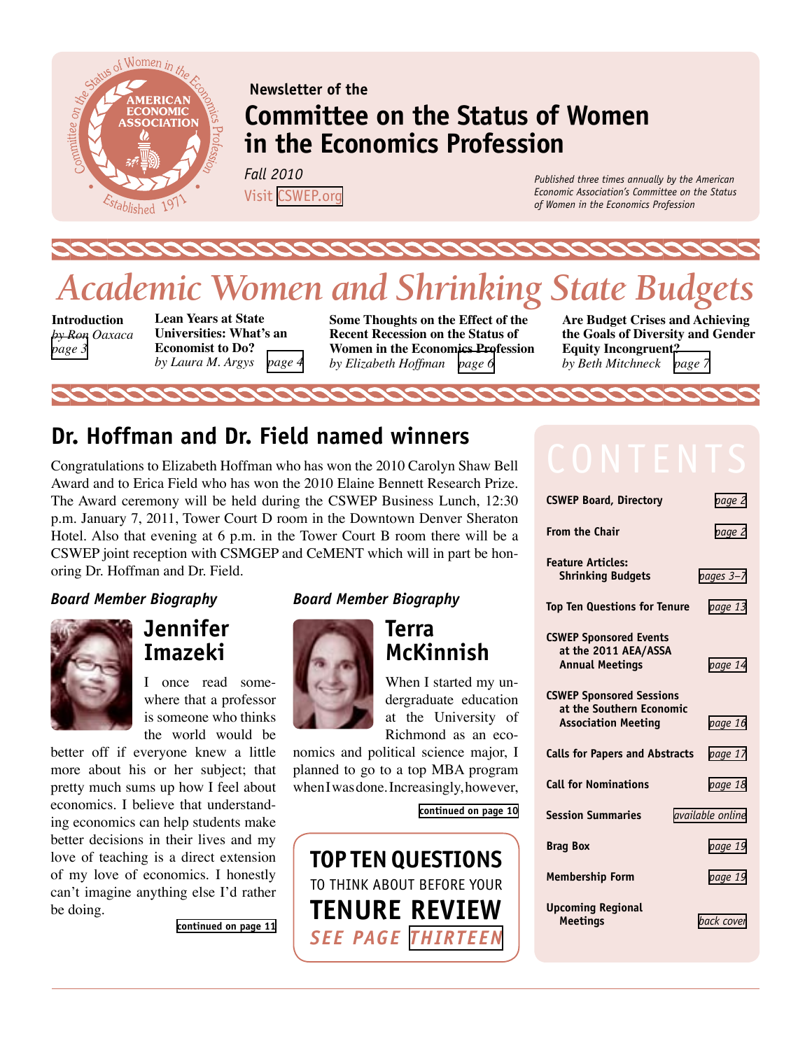Newsletter of the

# Committee on the Status of Women in the Economics Profession

*Fall 2010*

Visit CSWEP.org

*Published three times annually by the American Economic Association's Committee on the Status of Women in the Economics Profession*

# *Academic Women and Shrinking State Budgets*

**Introduction**
*by Ron Oaxaca*
*page 3*

**Lean Years at State Universities: What's an Economist to Do?**
*by Laura M. Argys* *page 4*

**Some Thoughts on the Effect of the Recent Recession on the Status of Women in the Economics Profession**
*by Elizabeth Hoffman* *page 6*

**Are Budget Crises and Achieving the Goals of Diversity and Gender Equity Incongruent?**
*by Beth Mitchneck* *page 7*

## Dr. Hoffman and Dr. Field named winners

Congratulations to Elizabeth Hoffman who has won the 2010 Carolyn Shaw Bell Award and to Erica Field who has won the 2010 Elaine Bennett Research Prize. The Award ceremony will be held during the CSWEP Business Lunch, 12:30 p.m. January 7, 2011, Tower Court D room in the Downtown Denver Sheraton Hotel. Also that evening at 6 p.m. in the Tower Court B room there will be a CSWEP joint reception with CSMGEP and CeMENT which will in part be honoring Dr. Hoffman and Dr. Field.

*Board Member Biography*

### Jennifer Imazeki

I once read somewhere that a professor is someone who thinks the world would be better off if everyone knew a little more about his or her subject; that pretty much sums up how I feel about economics. I believe that understanding economics can help students make better decisions in their lives and my love of teaching is a direct extension of my love of economics. I honestly can't imagine anything else I'd rather be doing.

**continued on page 11**

*Board Member Biography*

### Terra McKinnish

When I started my undergraduate education at the University of Richmond as an economics and political science major, I planned to go to a top MBA program when I was done. Increasingly, however,

**continued on page 10**

**TOP TEN QUESTIONS** TO THINK ABOUT BEFORE YOUR **TENURE REVIEW**
*SEE PAGE THIRTEEN*

## CONTENTS

| | |
|---|---|
| **CSWEP Board, Directory** | *page 2* |
| **From the Chair** | *page 2* |
| **Feature Articles: Shrinking Budgets** | *pages 3–7* |
| **Top Ten Questions for Tenure** | *page 13* |
| **CSWEP Sponsored Events at the 2011 AEA/ASSA Annual Meetings** | *page 14* |
| **CSWEP Sponsored Sessions at the Southern Economic Association Meeting** | *page 16* |
| **Calls for Papers and Abstracts** | *page 17* |
| **Call for Nominations** | *page 18* |
| **Session Summaries** | *available online* |
| **Brag Box** | *page 19* |
| **Membership Form** | *page 19* |
| **Upcoming Regional Meetings** | *back cover* |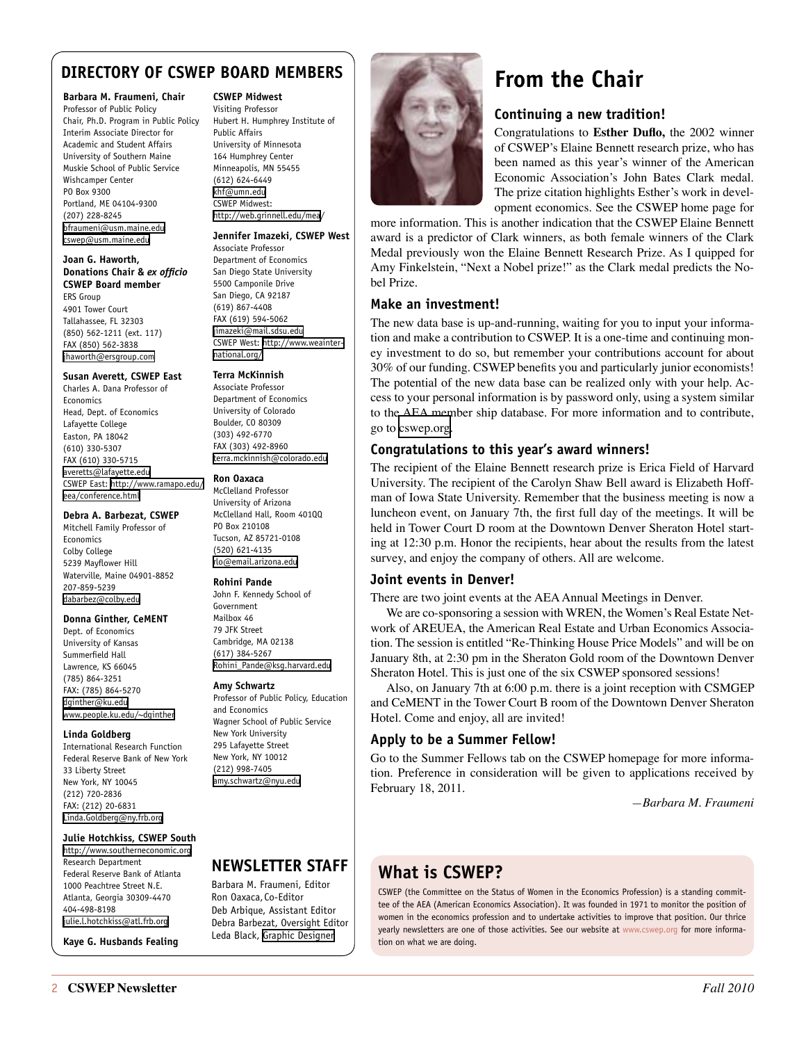## DIRECTORY OF CSWEP BOARD MEMBERS

**Barbara M. Fraumeni, Chair**
Professor of Public Policy
Chair, Ph.D. Program in Public Policy
Interim Associate Director for Academic and Student Affairs
University of Southern Maine
Muskie School of Public Service
Wishcamper Center
PO Box 9300
Portland, ME 04104-9300
(207) 228-8245
bfraumeni@usm.maine.edu
cswep@usm.maine.edu

**Joan G. Haworth, Donations Chair & *ex officio* CSWEP Board member**
ERS Group
4901 Tower Court
Tallahassee, FL 32303
(850) 562-1211 (ext. 117)
FAX (850) 562-3838
jhaworth@ersgroup.com

**Susan Averett, CSWEP East**
Charles A. Dana Professor of Economics
Head, Dept. of Economics
Lafayette College
Easton, PA 18042
(610) 330-5307
FAX (610) 330-5715
averetts@lafayette.edu
CSWEP East: http://www.ramapo.edu/eea/conference.html

**Debra A. Barbezat, CSWEP**
Mitchell Family Professor of Economics
Colby College
5239 Mayflower Hill
Waterville, Maine 04901-8852
207-859-5239
dabarbez@colby.edu

**Donna Ginther, CeMENT**
Dept. of Economics
University of Kansas
Summerfield Hall
Lawrence, KS 66045
(785) 864-3251
FAX: (785) 864-5270
dginther@ku.edu
www.people.ku.edu/~dginther

**Linda Goldberg**
International Research Function
Federal Reserve Bank of New York
33 Liberty Street
New York, NY 10045
(212) 720-2836
FAX: (212) 20-6831
Linda.Goldberg@ny.frb.org

**Julie Hotchkiss, CSWEP South**
http://www.southerneconomic.org
Research Department
Federal Reserve Bank of Atlanta
1000 Peachtree Street N.E.
Atlanta, Georgia 30309-4470
404-498-8198
julie.l.hotchkiss@atl.frb.org

**Kaye G. Husbands Fealing**

**CSWEP Midwest**
Visiting Professor
Hubert H. Humphrey Institute of Public Affairs
University of Minnesota
164 Humphrey Center
Minneapolis, MN 55455
(612) 624-6449
khf@umn.edu
CSWEP Midwest: http://web.grinnell.edu/mea/

**Jennifer Imazeki, CSWEP West**
Associate Professor
Department of Economics
San Diego State University
5500 Camponile Drive
San Diego, CA 92187
(619) 867-4408
FAX (619) 594-5062
jimazeki@mail.sdsu.edu
CSWEP West: http://www.weainternational.org/

**Terra McKinnish**
Associate Professor
Department of Economics
University of Colorado
Boulder, CO 80309
(303) 492-6770
FAX (303) 492-8960
terra.mckinnish@colorado.edu

**Ron Oaxaca**
McClelland Professor
University of Arizona
McClelland Hall, Room 401QQ
PO Box 210108
Tucson, AZ 85721-0108
(520) 621-4135
rlo@email.arizona.edu

**Rohini Pande**
John F. Kennedy School of Government
Mailbox 46
79 JFK Street
Cambridge, MA 02138
(617) 384-5267
Rohini_Pande@ksg.harvard.edu

**Amy Schwartz**
Professor of Public Policy, Education and Economics
Wagner School of Public Service
New York University
295 Lafayette Street
New York, NY 10012
(212) 998-7405
amy.schwartz@nyu.edu

## NEWSLETTER STAFF

Barbara M. Fraumeni, Editor
Ron Oaxaca, Co-Editor
Deb Arbique, Assistant Editor
Debra Barbezat, Oversight Editor
Leda Black, Graphic Designer

# From the Chair

### Continuing a new tradition!

Congratulations to **Esther Duflo,** the 2002 winner of CSWEP's Elaine Bennett research prize, who has been named as this year's winner of the American Economic Association's John Bates Clark medal. The prize citation highlights Esther's work in development economics. See the CSWEP home page for more information. This is another indication that the CSWEP Elaine Bennett award is a predictor of Clark winners, as both female winners of the Clark Medal previously won the Elaine Bennett Research Prize. As I quipped for Amy Finkelstein, "Next a Nobel prize!" as the Clark medal predicts the Nobel Prize.

### Make an investment!

The new data base is up-and-running, waiting for you to input your information and make a contribution to CSWEP. It is a one-time and continuing money investment to do so, but remember your contributions account for about 30% of our funding. CSWEP benefits you and particularly junior economists! The potential of the new data base can be realized only with your help. Access to your personal information is by password only, using a system similar to the AEA member ship database. For more information and to contribute, go to cswep.org.

### Congratulations to this year's award winners!

The recipient of the Elaine Bennett research prize is Erica Field of Harvard University. The recipient of the Carolyn Shaw Bell award is Elizabeth Hoffman of Iowa State University. Remember that the business meeting is now a luncheon event, on January 7th, the first full day of the meetings. It will be held in Tower Court D room at the Downtown Denver Sheraton Hotel starting at 12:30 p.m. Honor the recipients, hear about the results from the latest survey, and enjoy the company of others. All are welcome.

### Joint events in Denver!

There are two joint events at the AEA Annual Meetings in Denver.

We are co-sponsoring a session with WREN, the Women's Real Estate Network of AREUEA, the American Real Estate and Urban Economics Association. The session is entitled "Re-Thinking House Price Models" and will be on January 8th, at 2:30 pm in the Sheraton Gold room of the Downtown Denver Sheraton Hotel. This is just one of the six CSWEP sponsored sessions!

Also, on January 7th at 6:00 p.m. there is a joint reception with CSMGEP and CeMENT in the Tower Court B room of the Downtown Denver Sheraton Hotel. Come and enjoy, all are invited!

### Apply to be a Summer Fellow!

Go to the Summer Fellows tab on the CSWEP homepage for more information. Preference in consideration will be given to applications received by February 18, 2011.

*—Barbara M. Fraumeni*

## What is CSWEP?

CSWEP (the Committee on the Status of Women in the Economics Profession) is a standing committee of the AEA (American Economics Association). It was founded in 1971 to monitor the position of women in the economics profession and to undertake activities to improve that position. Our thrice yearly newsletters are one of those activities. See our website at www.cswep.org for more information on what we are doing.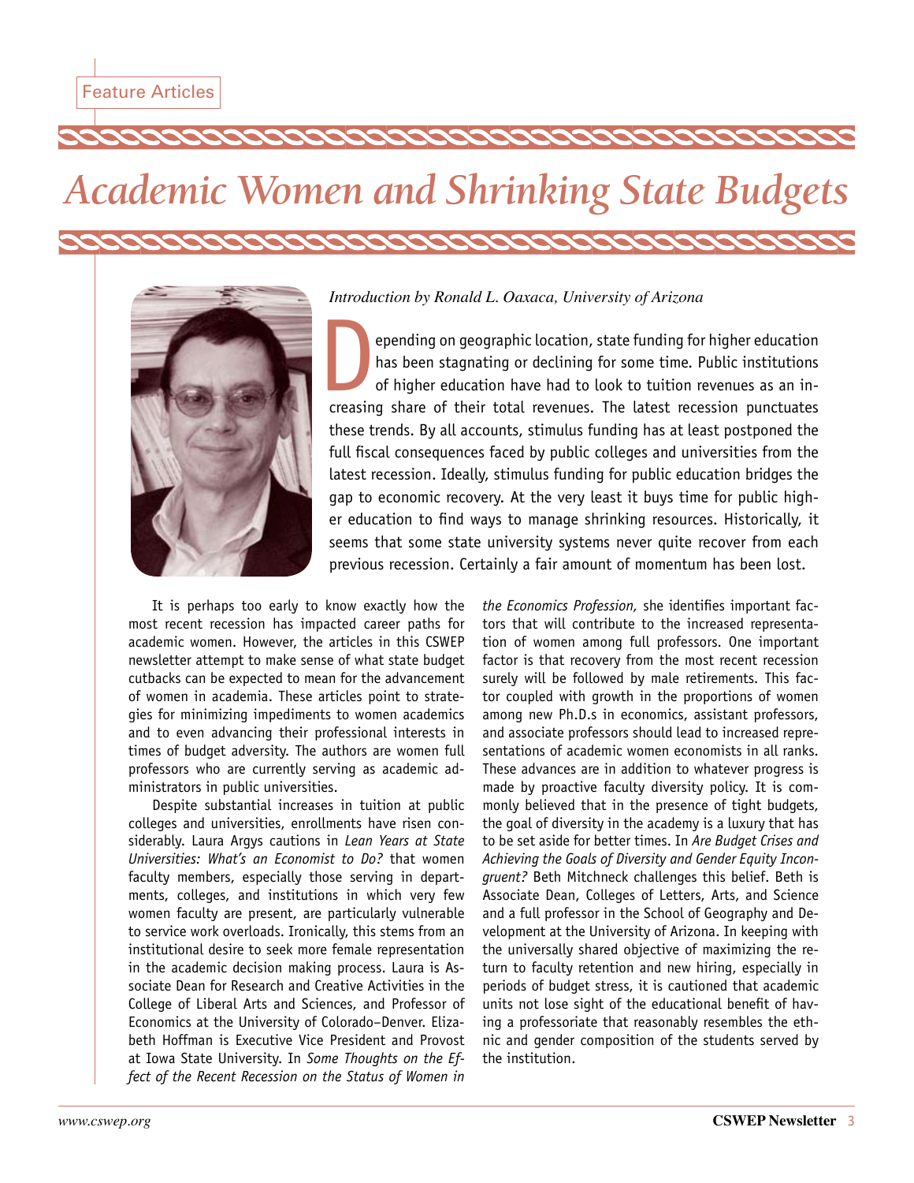Feature Articles

# Academic Women and Shrinking State Budgets

*Introduction by Ronald L. Oaxaca, University of Arizona*

Depending on geographic location, state funding for higher education has been stagnating or declining for some time. Public institutions of higher education have had to look to tuition revenues as an increasing share of their total revenues. The latest recession punctuates these trends. By all accounts, stimulus funding has at least postponed the full fiscal consequences faced by public colleges and universities from the latest recession. Ideally, stimulus funding for public education bridges the gap to economic recovery. At the very least it buys time for public higher education to find ways to manage shrinking resources. Historically, it seems that some state university systems never quite recover from each previous recession. Certainly a fair amount of momentum has been lost.

It is perhaps too early to know exactly how the most recent recession has impacted career paths for academic women. However, the articles in this CSWEP newsletter attempt to make sense of what state budget cutbacks can be expected to mean for the advancement of women in academia. These articles point to strategies for minimizing impediments to women academics and to even advancing their professional interests in times of budget adversity. The authors are women full professors who are currently serving as academic administrators in public universities.

Despite substantial increases in tuition at public colleges and universities, enrollments have risen considerably. Laura Argys cautions in *Lean Years at State Universities: What's an Economist to Do?* that women faculty members, especially those serving in departments, colleges, and institutions in which very few women faculty are present, are particularly vulnerable to service work overloads. Ironically, this stems from an institutional desire to seek more female representation in the academic decision making process. Laura is Associate Dean for Research and Creative Activities in the College of Liberal Arts and Sciences, and Professor of Economics at the University of Colorado–Denver. Elizabeth Hoffman is Executive Vice President and Provost at Iowa State University. In *Some Thoughts on the Effect of the Recent Recession on the Status of Women in the Economics Profession,* she identifies important factors that will contribute to the increased representation of women among full professors. One important factor is that recovery from the most recent recession surely will be followed by male retirements. This factor coupled with growth in the proportions of women among new Ph.D.s in economics, assistant professors, and associate professors should lead to increased representations of academic women economists in all ranks. These advances are in addition to whatever progress is made by proactive faculty diversity policy. It is commonly believed that in the presence of tight budgets, the goal of diversity in the academy is a luxury that has to be set aside for better times. In *Are Budget Crises and Achieving the Goals of Diversity and Gender Equity Incongruent?* Beth Mitchneck challenges this belief. Beth is Associate Dean, Colleges of Letters, Arts, and Science and a full professor in the School of Geography and Development at the University of Arizona. In keeping with the universally shared objective of maximizing the return to faculty retention and new hiring, especially in periods of budget stress, it is cautioned that academic units not lose sight of the educational benefit of having a professoriate that reasonably resembles the ethnic and gender composition of the students served by the institution.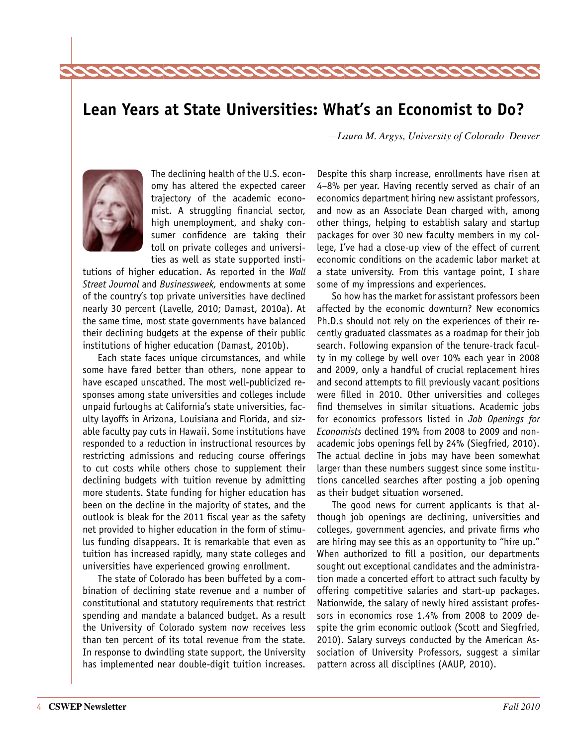## Lean Years at State Universities: What's an Economist to Do?

*—Laura M. Argys, University of Colorado–Denver*

The declining health of the U.S. economy has altered the expected career trajectory of the academic economist. A struggling financial sector, high unemployment, and shaky consumer confidence are taking their toll on private colleges and universities as well as state supported institutions of higher education. As reported in the *Wall Street Journal* and *Businessweek,* endowments at some of the country's top private universities have declined nearly 30 percent (Lavelle, 2010; Damast, 2010a). At the same time, most state governments have balanced their declining budgets at the expense of their public institutions of higher education (Damast, 2010b).

Each state faces unique circumstances, and while some have fared better than others, none appear to have escaped unscathed. The most well-publicized responses among state universities and colleges include unpaid furloughs at California's state universities, faculty layoffs in Arizona, Louisiana and Florida, and sizable faculty pay cuts in Hawaii. Some institutions have responded to a reduction in instructional resources by restricting admissions and reducing course offerings to cut costs while others chose to supplement their declining budgets with tuition revenue by admitting more students. State funding for higher education has been on the decline in the majority of states, and the outlook is bleak for the 2011 fiscal year as the safety net provided to higher education in the form of stimulus funding disappears. It is remarkable that even as tuition has increased rapidly, many state colleges and universities have experienced growing enrollment.

The state of Colorado has been buffeted by a combination of declining state revenue and a number of constitutional and statutory requirements that restrict spending and mandate a balanced budget. As a result the University of Colorado system now receives less than ten percent of its total revenue from the state. In response to dwindling state support, the University has implemented near double-digit tuition increases. Despite this sharp increase, enrollments have risen at 4–8% per year. Having recently served as chair of an economics department hiring new assistant professors, and now as an Associate Dean charged with, among other things, helping to establish salary and startup packages for over 30 new faculty members in my college, I've had a close-up view of the effect of current economic conditions on the academic labor market at a state university. From this vantage point, I share some of my impressions and experiences.

So how has the market for assistant professors been affected by the economic downturn? New economics Ph.D.s should not rely on the experiences of their recently graduated classmates as a roadmap for their job search. Following expansion of the tenure-track faculty in my college by well over 10% each year in 2008 and 2009, only a handful of crucial replacement hires and second attempts to fill previously vacant positions were filled in 2010. Other universities and colleges find themselves in similar situations. Academic jobs for economics professors listed in *Job Openings for Economists* declined 19% from 2008 to 2009 and non-academic jobs openings fell by 24% (Siegfried, 2010). The actual decline in jobs may have been somewhat larger than these numbers suggest since some institutions cancelled searches after posting a job opening as their budget situation worsened.

The good news for current applicants is that although job openings are declining, universities and colleges, government agencies, and private firms who are hiring may see this as an opportunity to "hire up." When authorized to fill a position, our departments sought out exceptional candidates and the administration made a concerted effort to attract such faculty by offering competitive salaries and start-up packages. Nationwide, the salary of newly hired assistant professors in economics rose 1.4% from 2008 to 2009 despite the grim economic outlook (Scott and Siegfried, 2010). Salary surveys conducted by the American Association of University Professors, suggest a similar pattern across all disciplines (AAUP, 2010).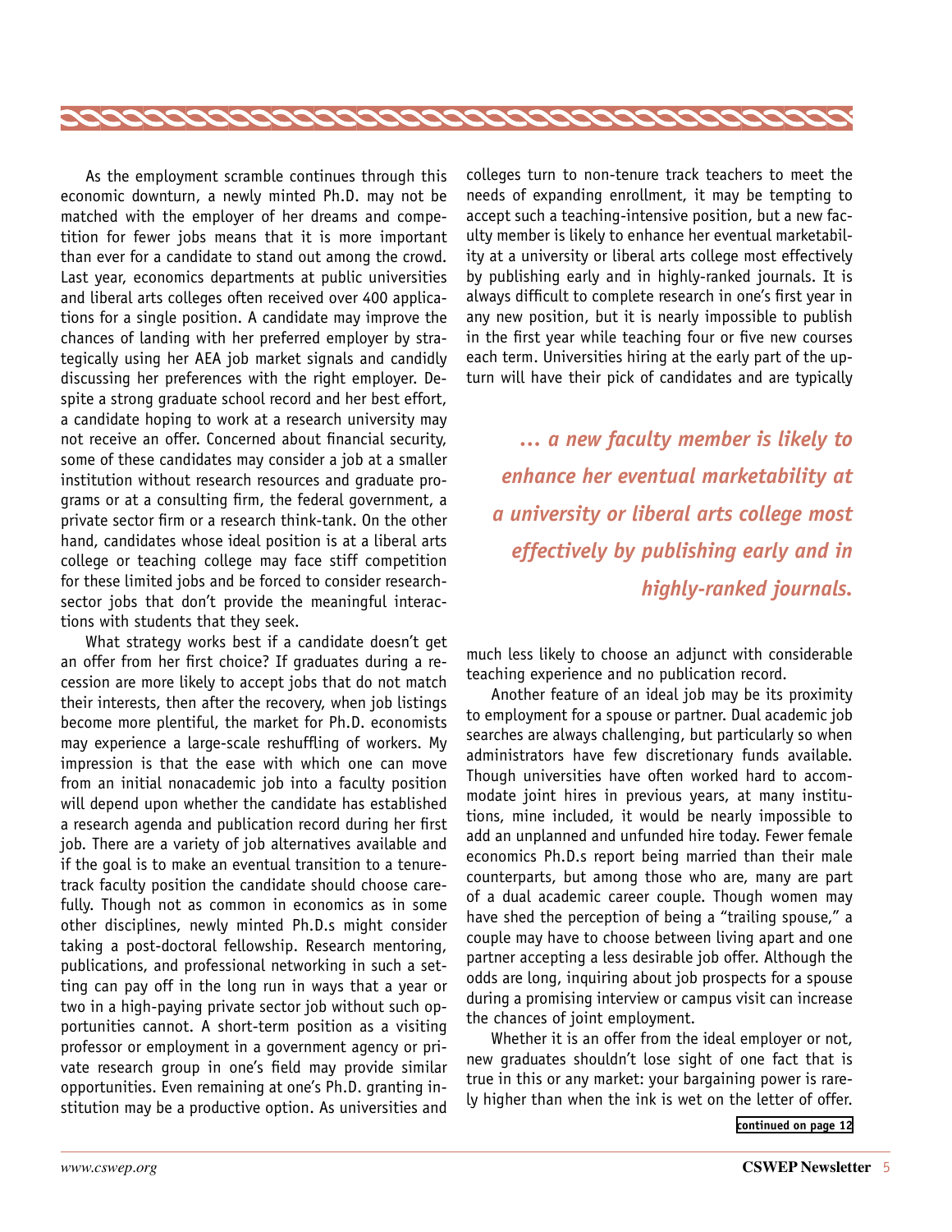As the employment scramble continues through this economic downturn, a newly minted Ph.D. may not be matched with the employer of her dreams and competition for fewer jobs means that it is more important than ever for a candidate to stand out among the crowd. Last year, economics departments at public universities and liberal arts colleges often received over 400 applications for a single position. A candidate may improve the chances of landing with her preferred employer by strategically using her AEA job market signals and candidly discussing her preferences with the right employer. Despite a strong graduate school record and her best effort, a candidate hoping to work at a research university may not receive an offer. Concerned about financial security, some of these candidates may consider a job at a smaller institution without research resources and graduate programs or at a consulting firm, the federal government, a private sector firm or a research think-tank. On the other hand, candidates whose ideal position is at a liberal arts college or teaching college may face stiff competition for these limited jobs and be forced to consider research-sector jobs that don't provide the meaningful interactions with students that they seek.

What strategy works best if a candidate doesn't get an offer from her first choice? If graduates during a recession are more likely to accept jobs that do not match their interests, then after the recovery, when job listings become more plentiful, the market for Ph.D. economists may experience a large-scale reshuffling of workers. My impression is that the ease with which one can move from an initial nonacademic job into a faculty position will depend upon whether the candidate has established a research agenda and publication record during her first job. There are a variety of job alternatives available and if the goal is to make an eventual transition to a tenure-track faculty position the candidate should choose carefully. Though not as common in economics as in some other disciplines, newly minted Ph.D.s might consider taking a post-doctoral fellowship. Research mentoring, publications, and professional networking in such a setting can pay off in the long run in ways that a year or two in a high-paying private sector job without such opportunities cannot. A short-term position as a visiting professor or employment in a government agency or private research group in one's field may provide similar opportunities. Even remaining at one's Ph.D. granting institution may be a productive option. As universities and colleges turn to non-tenure track teachers to meet the needs of expanding enrollment, it may be tempting to accept such a teaching-intensive position, but a new faculty member is likely to enhance her eventual marketability at a university or liberal arts college most effectively by publishing early and in highly-ranked journals. It is always difficult to complete research in one's first year in any new position, but it is nearly impossible to publish in the first year while teaching four or five new courses each term. Universities hiring at the early part of the upturn will have their pick of candidates and are typically much less likely to choose an adjunct with considerable teaching experience and no publication record.

> ***… a new faculty member is likely to enhance her eventual marketability at a university or liberal arts college most effectively by publishing early and in highly-ranked journals.***

Another feature of an ideal job may be its proximity to employment for a spouse or partner. Dual academic job searches are always challenging, but particularly so when administrators have few discretionary funds available. Though universities have often worked hard to accommodate joint hires in previous years, at many institutions, mine included, it would be nearly impossible to add an unplanned and unfunded hire today. Fewer female economics Ph.D.s report being married than their male counterparts, but among those who are, many are part of a dual academic career couple. Though women may have shed the perception of being a "trailing spouse," a couple may have to choose between living apart and one partner accepting a less desirable job offer. Although the odds are long, inquiring about job prospects for a spouse during a promising interview or campus visit can increase the chances of joint employment.

Whether it is an offer from the ideal employer or not, new graduates shouldn't lose sight of one fact that is true in this or any market: your bargaining power is rarely higher than when the ink is wet on the letter of offer.

continued on page 12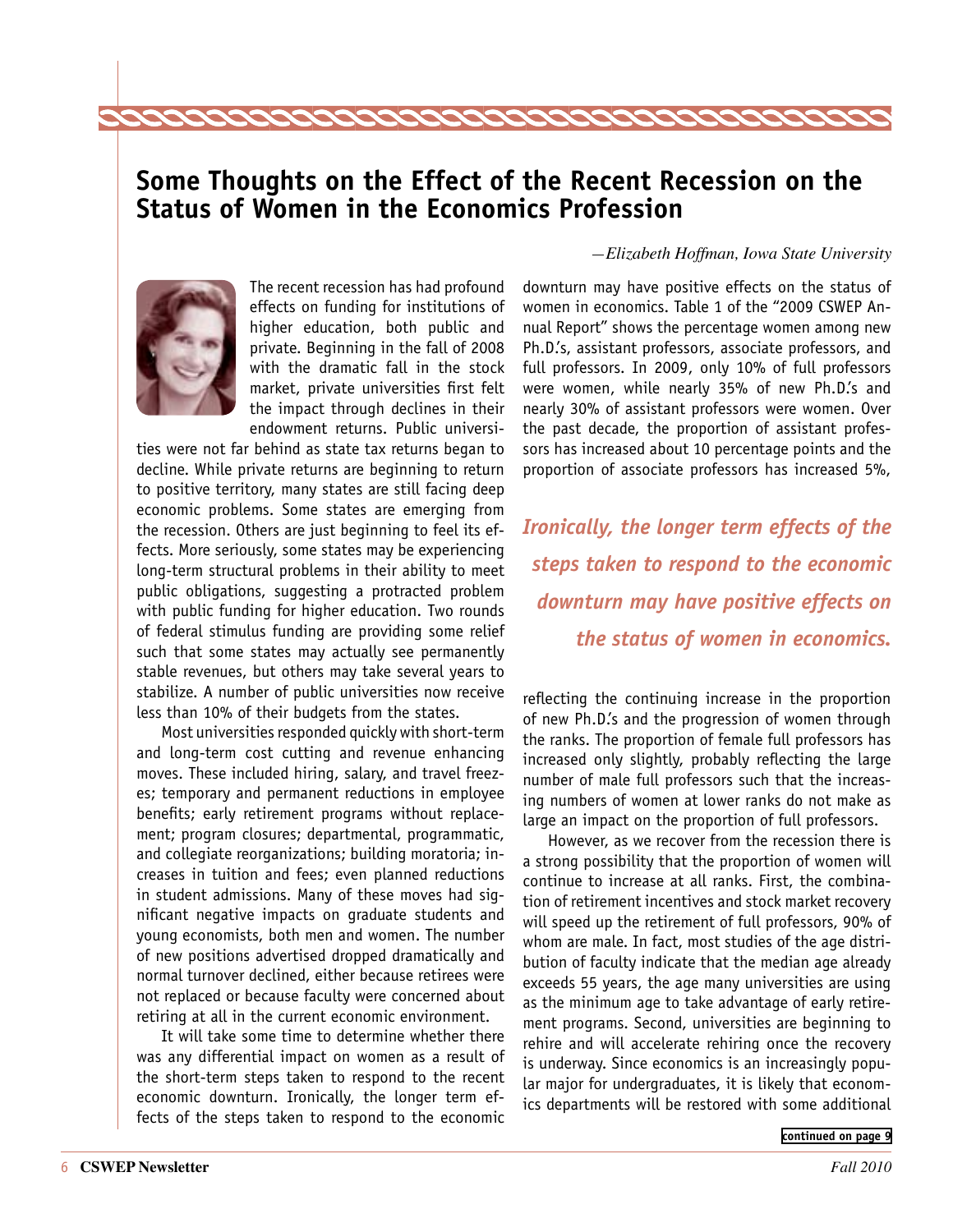# Some Thoughts on the Effect of the Recent Recession on the Status of Women in the Economics Profession

*—Elizabeth Hoffman, Iowa State University*

The recent recession has had profound effects on funding for institutions of higher education, both public and private. Beginning in the fall of 2008 with the dramatic fall in the stock market, private universities first felt the impact through declines in their endowment returns. Public universities were not far behind as state tax returns began to decline. While private returns are beginning to return to positive territory, many states are still facing deep economic problems. Some states are emerging from the recession. Others are just beginning to feel its effects. More seriously, some states may be experiencing long-term structural problems in their ability to meet public obligations, suggesting a protracted problem with public funding for higher education. Two rounds of federal stimulus funding are providing some relief such that some states may actually see permanently stable revenues, but others may take several years to stabilize. A number of public universities now receive less than 10% of their budgets from the states.

Most universities responded quickly with short-term and long-term cost cutting and revenue enhancing moves. These included hiring, salary, and travel freezes; temporary and permanent reductions in employee benefits; early retirement programs without replacement; program closures; departmental, programmatic, and collegiate reorganizations; building moratoria; increases in tuition and fees; even planned reductions in student admissions. Many of these moves had significant negative impacts on graduate students and young economists, both men and women. The number of new positions advertised dropped dramatically and normal turnover declined, either because retirees were not replaced or because faculty were concerned about retiring at all in the current economic environment.

It will take some time to determine whether there was any differential impact on women as a result of the short-term steps taken to respond to the recent economic downturn. Ironically, the longer term effects of the steps taken to respond to the economic downturn may have positive effects on the status of women in economics. Table 1 of the "2009 CSWEP Annual Report" shows the percentage women among new Ph.D.'s, assistant professors, associate professors, and full professors. In 2009, only 10% of full professors were women, while nearly 35% of new Ph.D.'s and nearly 30% of assistant professors were women. Over the past decade, the proportion of assistant professors has increased about 10 percentage points and the proportion of associate professors has increased 5%, reflecting the continuing increase in the proportion of new Ph.D.'s and the progression of women through the ranks. The proportion of female full professors has increased only slightly, probably reflecting the large number of male full professors such that the increasing numbers of women at lower ranks do not make as large an impact on the proportion of full professors.

> ***Ironically, the longer term effects of the steps taken to respond to the economic downturn may have positive effects on the status of women in economics.***

However, as we recover from the recession there is a strong possibility that the proportion of women will continue to increase at all ranks. First, the combination of retirement incentives and stock market recovery will speed up the retirement of full professors, 90% of whom are male. In fact, most studies of the age distribution of faculty indicate that the median age already exceeds 55 years, the age many universities are using as the minimum age to take advantage of early retirement programs. Second, universities are beginning to rehire and will accelerate rehiring once the recovery is underway. Since economics is an increasingly popular major for undergraduates, it is likely that economics departments will be restored with some additional

**continued on page 9**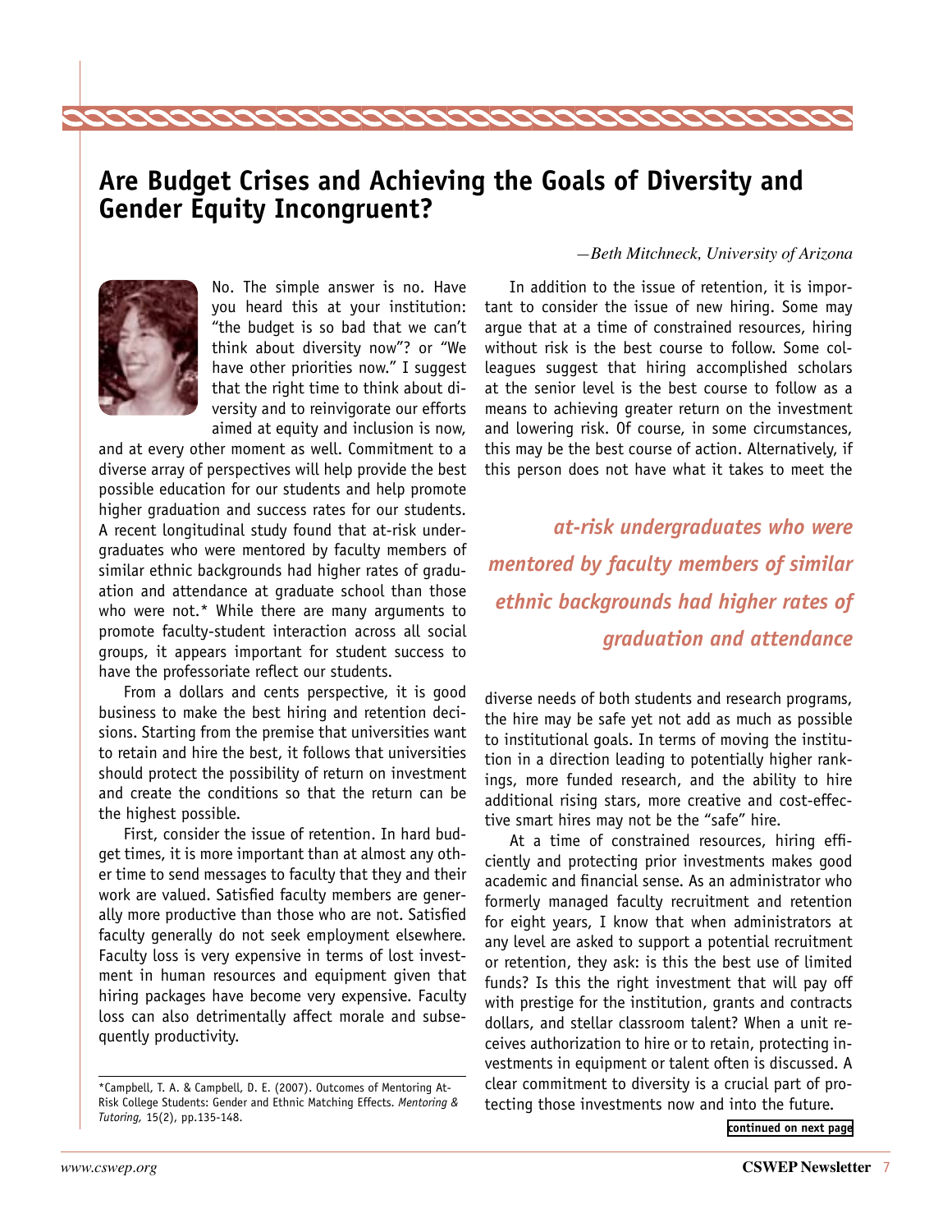# Are Budget Crises and Achieving the Goals of Diversity and Gender Equity Incongruent?

*—Beth Mitchneck, University of Arizona*

No. The simple answer is no. Have you heard this at your institution: "the budget is so bad that we can't think about diversity now"? or "We have other priorities now." I suggest that the right time to think about diversity and to reinvigorate our efforts aimed at equity and inclusion is now, and at every other moment as well. Commitment to a diverse array of perspectives will help provide the best possible education for our students and help promote higher graduation and success rates for our students. A recent longitudinal study found that at-risk undergraduates who were mentored by faculty members of similar ethnic backgrounds had higher rates of graduation and attendance at graduate school than those who were not.* While there are many arguments to promote faculty-student interaction across all social groups, it appears important for student success to have the professoriate reflect our students.

From a dollars and cents perspective, it is good business to make the best hiring and retention decisions. Starting from the premise that universities want to retain and hire the best, it follows that universities should protect the possibility of return on investment and create the conditions so that the return can be the highest possible.

First, consider the issue of retention. In hard budget times, it is more important than at almost any other time to send messages to faculty that they and their work are valued. Satisfied faculty members are generally more productive than those who are not. Satisfied faculty generally do not seek employment elsewhere. Faculty loss is very expensive in terms of lost investment in human resources and equipment given that hiring packages have become very expensive. Faculty loss can also detrimentally affect morale and subsequently productivity.

*Campbell, T. A. & Campbell, D. E. (2007). Outcomes of Mentoring At-Risk College Students: Gender and Ethnic Matching Effects. *Mentoring & Tutoring,* 15(2), pp.135-148.

In addition to the issue of retention, it is important to consider the issue of new hiring. Some may argue that at a time of constrained resources, hiring without risk is the best course to follow. Some colleagues suggest that hiring accomplished scholars at the senior level is the best course to follow as a means to achieving greater return on the investment and lowering risk. Of course, in some circumstances, this may be the best course of action. Alternatively, if this person does not have what it takes to meet the diverse needs of both students and research programs, the hire may be safe yet not add as much as possible to institutional goals. In terms of moving the institution in a direction leading to potentially higher rankings, more funded research, and the ability to hire additional rising stars, more creative and cost-effective smart hires may not be the "safe" hire.

> ***at-risk undergraduates who were mentored by faculty members of similar ethnic backgrounds had higher rates of graduation and attendance***

At a time of constrained resources, hiring efficiently and protecting prior investments makes good academic and financial sense. As an administrator who formerly managed faculty recruitment and retention for eight years, I know that when administrators at any level are asked to support a potential recruitment or retention, they ask: is this the best use of limited funds? Is this the right investment that will pay off with prestige for the institution, grants and contracts dollars, and stellar classroom talent? When a unit receives authorization to hire or to retain, protecting investments in equipment or talent often is discussed. A clear commitment to diversity is a crucial part of protecting those investments now and into the future.

continued on next page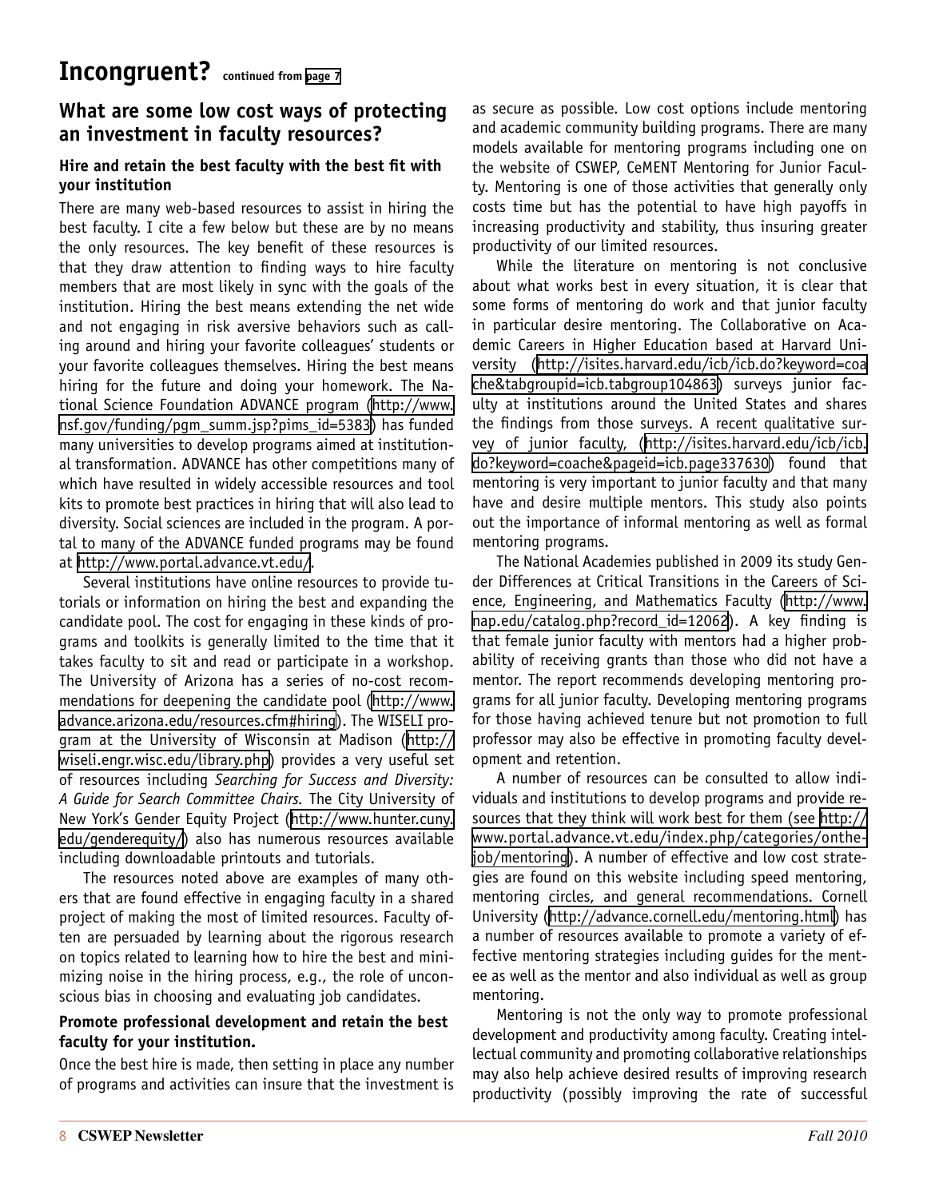# Incongruent? continued from page 7

## What are some low cost ways of protecting an investment in faculty resources?

### Hire and retain the best faculty with the best fit with your institution

There are many web-based resources to assist in hiring the best faculty. I cite a few below but these are by no means the only resources. The key benefit of these resources is that they draw attention to finding ways to hire faculty members that are most likely in sync with the goals of the institution. Hiring the best means extending the net wide and not engaging in risk aversive behaviors such as calling around and hiring your favorite colleagues' students or your favorite colleagues themselves. Hiring the best means hiring for the future and doing your homework. The National Science Foundation ADVANCE program (http://www.nsf.gov/funding/pgm_summ.jsp?pims_id=5383) has funded many universities to develop programs aimed at institutional transformation. ADVANCE has other competitions many of which have resulted in widely accessible resources and tool kits to promote best practices in hiring that will also lead to diversity. Social sciences are included in the program. A portal to many of the ADVANCE funded programs may be found at http://www.portal.advance.vt.edu/.

Several institutions have online resources to provide tutorials or information on hiring the best and expanding the candidate pool. The cost for engaging in these kinds of programs and toolkits is generally limited to the time that it takes faculty to sit and read or participate in a workshop. The University of Arizona has a series of no-cost recommendations for deepening the candidate pool (http://www.advance.arizona.edu/resources.cfm#hiring). The WISELI program at the University of Wisconsin at Madison (http://wiseli.engr.wisc.edu/library.php) provides a very useful set of resources including *Searching for Success and Diversity: A Guide for Search Committee Chairs.* The City University of New York's Gender Equity Project (http://www.hunter.cuny.edu/genderequity/) also has numerous resources available including downloadable printouts and tutorials.

The resources noted above are examples of many others that are found effective in engaging faculty in a shared project of making the most of limited resources. Faculty often are persuaded by learning about the rigorous research on topics related to learning how to hire the best and minimizing noise in the hiring process, e.g., the role of unconscious bias in choosing and evaluating job candidates.

### Promote professional development and retain the best faculty for your institution.

Once the best hire is made, then setting in place any number of programs and activities can insure that the investment is as secure as possible. Low cost options include mentoring and academic community building programs. There are many models available for mentoring programs including one on the website of CSWEP, CeMENT Mentoring for Junior Faculty. Mentoring is one of those activities that generally only costs time but has the potential to have high payoffs in increasing productivity and stability, thus insuring greater productivity of our limited resources.

While the literature on mentoring is not conclusive about what works best in every situation, it is clear that some forms of mentoring do work and that junior faculty in particular desire mentoring. The Collaborative on Academic Careers in Higher Education based at Harvard University (http://isites.harvard.edu/icb/icb.do?keyword=coache&tabgroupid=icb.tabgroup104863) surveys junior faculty at institutions around the United States and shares the findings from those surveys. A recent qualitative survey of junior faculty, (http://isites.harvard.edu/icb/icb.do?keyword=coache&pageid=icb.page337630) found that mentoring is very important to junior faculty and that many have and desire multiple mentors. This study also points out the importance of informal mentoring as well as formal mentoring programs.

The National Academies published in 2009 its study Gender Differences at Critical Transitions in the Careers of Science, Engineering, and Mathematics Faculty (http://www.nap.edu/catalog.php?record_id=12062). A key finding is that female junior faculty with mentors had a higher probability of receiving grants than those who did not have a mentor. The report recommends developing mentoring programs for all junior faculty. Developing mentoring programs for those having achieved tenure but not promotion to full professor may also be effective in promoting faculty development and retention.

A number of resources can be consulted to allow individuals and institutions to develop programs and provide resources that they think will work best for them (see http://www.portal.advance.vt.edu/index.php/categories/onthe-job/mentoring). A number of effective and low cost strategies are found on this website including speed mentoring, mentoring circles, and general recommendations. Cornell University (http://advance.cornell.edu/mentoring.html) has a number of resources available to promote a variety of effective mentoring strategies including guides for the mentee as well as the mentor and also individual as well as group mentoring.

Mentoring is not the only way to promote professional development and productivity among faculty. Creating intellectual community and promoting collaborative relationships may also help achieve desired results of improving research productivity (possibly improving the rate of successful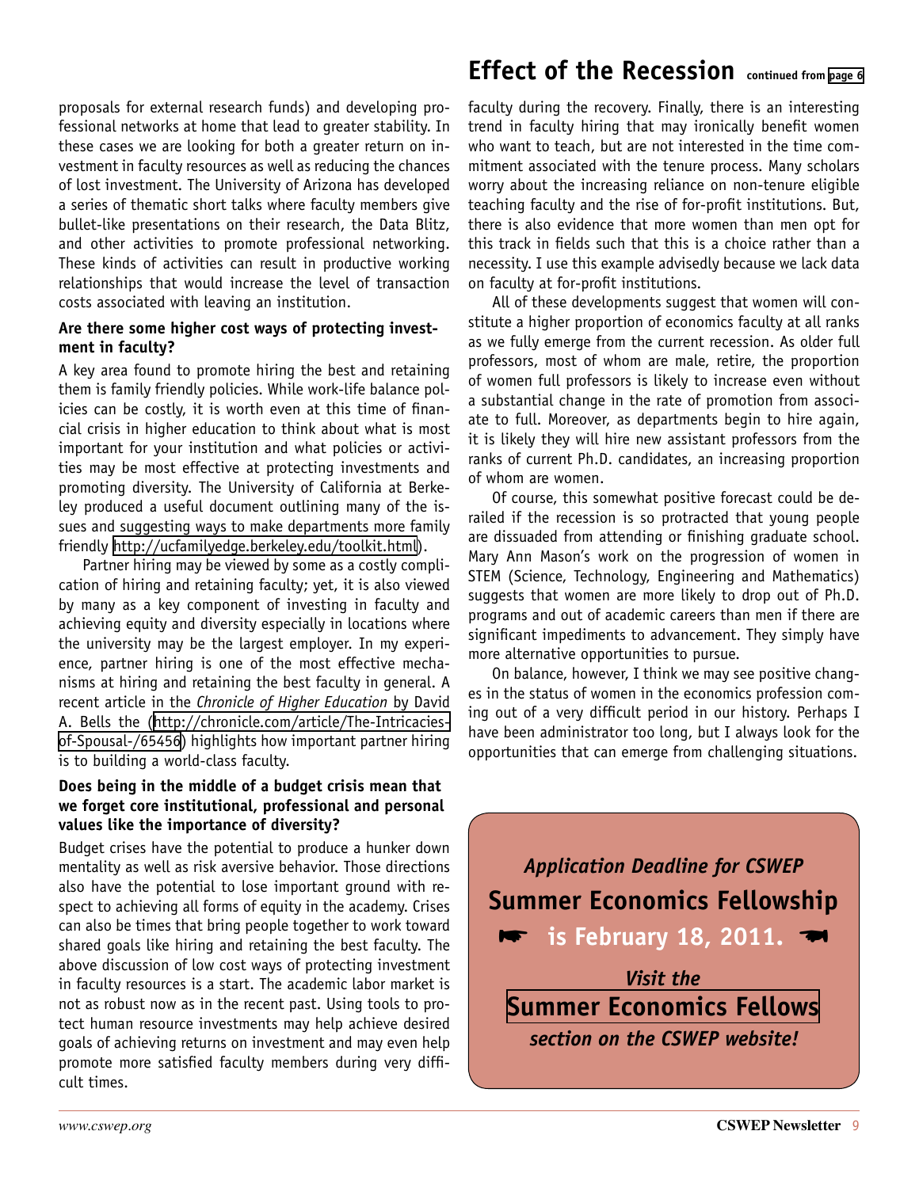proposals for external research funds) and developing professional networks at home that lead to greater stability. In these cases we are looking for both a greater return on investment in faculty resources as well as reducing the chances of lost investment. The University of Arizona has developed a series of thematic short talks where faculty members give bullet-like presentations on their research, the Data Blitz, and other activities to promote professional networking. These kinds of activities can result in productive working relationships that would increase the level of transaction costs associated with leaving an institution.

**Are there some higher cost ways of protecting investment in faculty?**

A key area found to promote hiring the best and retaining them is family friendly policies. While work-life balance policies can be costly, it is worth even at this time of financial crisis in higher education to think about what is most important for your institution and what policies or activities may be most effective at protecting investments and promoting diversity. The University of California at Berkeley produced a useful document outlining many of the issues and suggesting ways to make departments more family friendly (http://ucfamilyedge.berkeley.edu/toolkit.html).

Partner hiring may be viewed by some as a costly complication of hiring and retaining faculty; yet, it is also viewed by many as a key component of investing in faculty and achieving equity and diversity especially in locations where the university may be the largest employer. In my experience, partner hiring is one of the most effective mechanisms at hiring and retaining the best faculty in general. A recent article in the *Chronicle of Higher Education* by David A. Bells the (http://chronicle.com/article/The-Intricacies-of-Spousal-/65456) highlights how important partner hiring is to building a world-class faculty.

**Does being in the middle of a budget crisis mean that we forget core institutional, professional and personal values like the importance of diversity?**

Budget crises have the potential to produce a hunker down mentality as well as risk aversive behavior. Those directions also have the potential to lose important ground with respect to achieving all forms of equity in the academy. Crises can also be times that bring people together to work toward shared goals like hiring and retaining the best faculty. The above discussion of low cost ways of protecting investment in faculty resources is a start. The academic labor market is not as robust now as in the recent past. Using tools to protect human resource investments may help achieve desired goals of achieving returns on investment and may even help promote more satisfied faculty members during very difficult times.

## Effect of the Recession continued from page 6

faculty during the recovery. Finally, there is an interesting trend in faculty hiring that may ironically benefit women who want to teach, but are not interested in the time commitment associated with the tenure process. Many scholars worry about the increasing reliance on non-tenure eligible teaching faculty and the rise of for-profit institutions. But, there is also evidence that more women than men opt for this track in fields such that this is a choice rather than a necessity. I use this example advisedly because we lack data on faculty at for-profit institutions.

All of these developments suggest that women will constitute a higher proportion of economics faculty at all ranks as we fully emerge from the current recession. As older full professors, most of whom are male, retire, the proportion of women full professors is likely to increase even without a substantial change in the rate of promotion from associate to full. Moreover, as departments begin to hire again, it is likely they will hire new assistant professors from the ranks of current Ph.D. candidates, an increasing proportion of whom are women.

Of course, this somewhat positive forecast could be derailed if the recession is so protracted that young people are dissuaded from attending or finishing graduate school. Mary Ann Mason's work on the progression of women in STEM (Science, Technology, Engineering and Mathematics) suggests that women are more likely to drop out of Ph.D. programs and out of academic careers than men if there are significant impediments to advancement. They simply have more alternative opportunities to pursue.

On balance, however, I think we may see positive changes in the status of women in the economics profession coming out of a very difficult period in our history. Perhaps I have been administrator too long, but I always look for the opportunities that can emerge from challenging situations.

*Application Deadline for CSWEP*
**Summer Economics Fellowship**
**☛ is February 18, 2011. ☚**

*Visit the*
**Summer Economics Fellows**
***section on the CSWEP website!***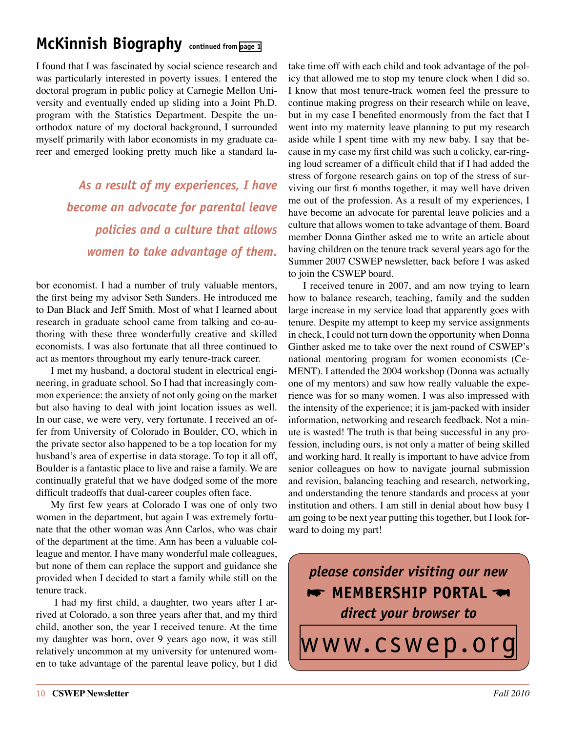## McKinnish Biography continued from page 1

I found that I was fascinated by social science research and was particularly interested in poverty issues. I entered the doctoral program in public policy at Carnegie Mellon University and eventually ended up sliding into a Joint Ph.D. program with the Statistics Department. Despite the unorthodox nature of my doctoral background, I surrounded myself primarily with labor economists in my graduate career and emerged looking pretty much like a standard labor economist. I had a number of truly valuable mentors, the first being my advisor Seth Sanders. He introduced me to Dan Black and Jeff Smith. Most of what I learned about research in graduate school came from talking and co-authoring with these three wonderfully creative and skilled economists. I was also fortunate that all three continued to act as mentors throughout my early tenure-track career.

*As a result of my experiences, I have become an advocate for parental leave policies and a culture that allows women to take advantage of them.*

I met my husband, a doctoral student in electrical engineering, in graduate school. So I had that increasingly common experience: the anxiety of not only going on the market but also having to deal with joint location issues as well. In our case, we were very, very fortunate. I received an offer from University of Colorado in Boulder, CO, which in the private sector also happened to be a top location for my husband's area of expertise in data storage. To top it all off, Boulder is a fantastic place to live and raise a family. We are continually grateful that we have dodged some of the more difficult tradeoffs that dual-career couples often face.

My first few years at Colorado I was one of only two women in the department, but again I was extremely fortunate that the other woman was Ann Carlos, who was chair of the department at the time. Ann has been a valuable colleague and mentor. I have many wonderful male colleagues, but none of them can replace the support and guidance she provided when I decided to start a family while still on the tenure track.

I had my first child, a daughter, two years after I arrived at Colorado, a son three years after that, and my third child, another son, the year I received tenure. At the time my daughter was born, over 9 years ago now, it was still relatively uncommon at my university for untenured women to take advantage of the parental leave policy, but I did take time off with each child and took advantage of the policy that allowed me to stop my tenure clock when I did so. I know that most tenure-track women feel the pressure to continue making progress on their research while on leave, but in my case I benefited enormously from the fact that I went into my maternity leave planning to put my research aside while I spent time with my new baby. I say that because in my case my first child was such a colicky, ear-ringing loud screamer of a difficult child that if I had added the stress of forgone research gains on top of the stress of surviving our first 6 months together, it may well have driven me out of the profession. As a result of my experiences, I have become an advocate for parental leave policies and a culture that allows women to take advantage of them. Board member Donna Ginther asked me to write an article about having children on the tenure track several years ago for the Summer 2007 CSWEP newsletter, back before I was asked to join the CSWEP board.

I received tenure in 2007, and am now trying to learn how to balance research, teaching, family and the sudden large increase in my service load that apparently goes with tenure. Despite my attempt to keep my service assignments in check, I could not turn down the opportunity when Donna Ginther asked me to take over the next round of CSWEP's national mentoring program for women economists (CeMENT). I attended the 2004 workshop (Donna was actually one of my mentors) and saw how really valuable the experience was for so many women. I was also impressed with the intensity of the experience; it is jam-packed with insider information, networking and research feedback. Not a minute is wasted! The truth is that being successful in any profession, including ours, is not only a matter of being skilled and working hard. It really is important to have advice from senior colleagues on how to navigate journal submission and revision, balancing teaching and research, networking, and understanding the tenure standards and process at your institution and others. I am still in denial about how busy I am going to be next year putting this together, but I look forward to doing my part!

*please consider visiting our new*

☛ **MEMBERSHIP PORTAL** ☚

*direct your browser to*

www.cswep.org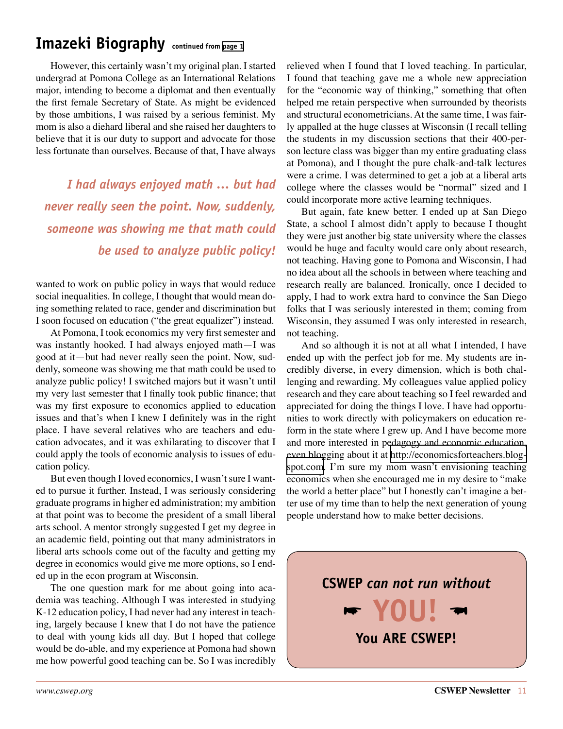## Imazeki Biography continued from page 1

However, this certainly wasn't my original plan. I started undergrad at Pomona College as an International Relations major, intending to become a diplomat and then eventually the first female Secretary of State. As might be evidenced by those ambitions, I was raised by a serious feminist. My mom is also a diehard liberal and she raised her daughters to believe that it is our duty to support and advocate for those less fortunate than ourselves. Because of that, I have always wanted to work on public policy in ways that would reduce social inequalities. In college, I thought that would mean doing something related to race, gender and discrimination but I soon focused on education ("the great equalizer") instead.

> ***I had always enjoyed math ... but had never really seen the point. Now, suddenly, someone was showing me that math could be used to analyze public policy!***

At Pomona, I took economics my very first semester and was instantly hooked. I had always enjoyed math—I was good at it—but had never really seen the point. Now, suddenly, someone was showing me that math could be used to analyze public policy! I switched majors but it wasn't until my very last semester that I finally took public finance; that was my first exposure to economics applied to education issues and that's when I knew I definitely was in the right place. I have several relatives who are teachers and education advocates, and it was exhilarating to discover that I could apply the tools of economic analysis to issues of education policy.

But even though I loved economics, I wasn't sure I wanted to pursue it further. Instead, I was seriously considering graduate programs in higher ed administration; my ambition at that point was to become the president of a small liberal arts school. A mentor strongly suggested I get my degree in an academic field, pointing out that many administrators in liberal arts schools come out of the faculty and getting my degree in economics would give me more options, so I ended up in the econ program at Wisconsin.

The one question mark for me about going into academia was teaching. Although I was interested in studying K-12 education policy, I had never had any interest in teaching, largely because I knew that I do not have the patience to deal with young kids all day. But I hoped that college would be do-able, and my experience at Pomona had shown me how powerful good teaching can be. So I was incredibly relieved when I found that I loved teaching. In particular, I found that teaching gave me a whole new appreciation for the "economic way of thinking," something that often helped me retain perspective when surrounded by theorists and structural econometricians. At the same time, I was fairly appalled at the huge classes at Wisconsin (I recall telling the students in my discussion sections that their 400-person lecture class was bigger than my entire graduating class at Pomona), and I thought the pure chalk-and-talk lectures were a crime. I was determined to get a job at a liberal arts college where the classes would be "normal" sized and I could incorporate more active learning techniques.

But again, fate knew better. I ended up at San Diego State, a school I almost didn't apply to because I thought they were just another big state university where the classes would be huge and faculty would care only about research, not teaching. Having gone to Pomona and Wisconsin, I had no idea about all the schools in between where teaching and research really are balanced. Ironically, once I decided to apply, I had to work extra hard to convince the San Diego folks that I was seriously interested in them; coming from Wisconsin, they assumed I was only interested in research, not teaching.

And so although it is not at all what I intended, I have ended up with the perfect job for me. My students are incredibly diverse, in every dimension, which is both challenging and rewarding. My colleagues value applied policy research and they care about teaching so I feel rewarded and appreciated for doing the things I love. I have had opportunities to work directly with policymakers on education reform in the state where I grew up. And I have become more and more interested in pedagogy and economic education, even blogging about it at http://economicsforteachers.blogspot.com. I'm sure my mom wasn't envisioning teaching economics when she encouraged me in my desire to "make the world a better place" but I honestly can't imagine a better use of my time than to help the next generation of young people understand how to make better decisions.

**CSWEP *can not run without***

**☛ YOU! ☚**

**You ARE CSWEP!**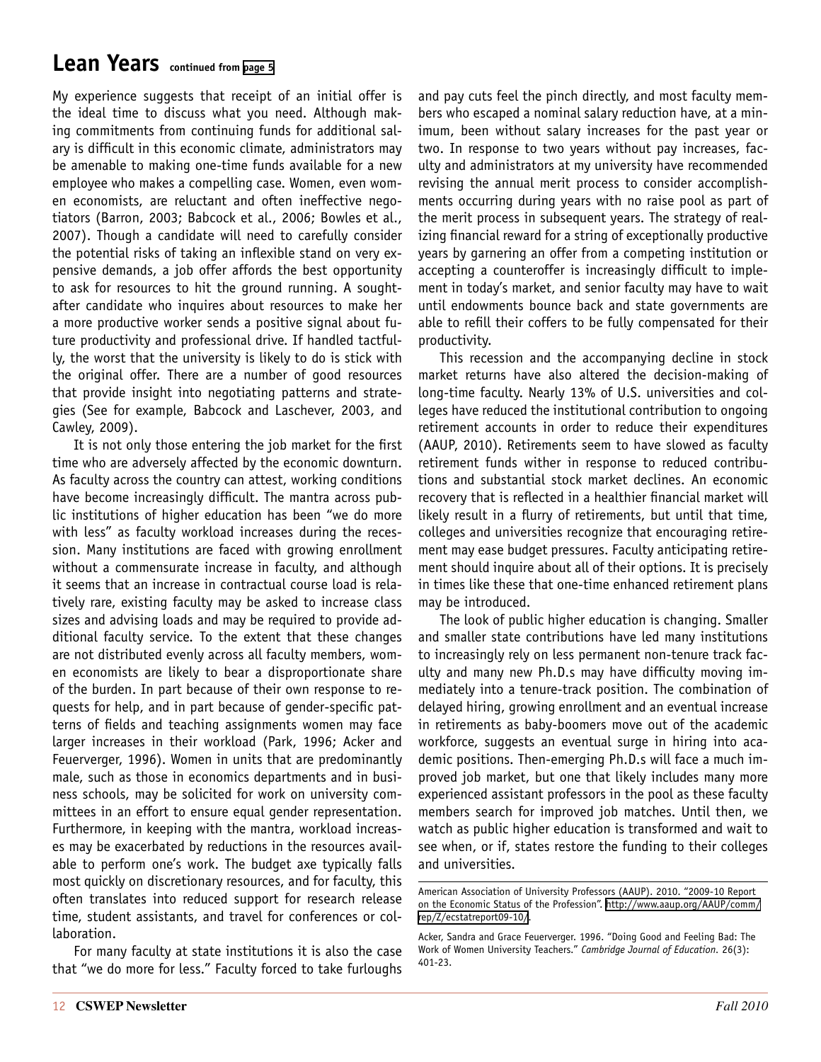## Lean Years continued from page 5

My experience suggests that receipt of an initial offer is the ideal time to discuss what you need. Although making commitments from continuing funds for additional salary is difficult in this economic climate, administrators may be amenable to making one-time funds available for a new employee who makes a compelling case. Women, even women economists, are reluctant and often ineffective negotiators (Barron, 2003; Babcock et al., 2006; Bowles et al., 2007). Though a candidate will need to carefully consider the potential risks of taking an inflexible stand on very expensive demands, a job offer affords the best opportunity to ask for resources to hit the ground running. A sought-after candidate who inquires about resources to make her a more productive worker sends a positive signal about future productivity and professional drive. If handled tactfully, the worst that the university is likely to do is stick with the original offer. There are a number of good resources that provide insight into negotiating patterns and strategies (See for example, Babcock and Laschever, 2003, and Cawley, 2009).

It is not only those entering the job market for the first time who are adversely affected by the economic downturn. As faculty across the country can attest, working conditions have become increasingly difficult. The mantra across public institutions of higher education has been "we do more with less" as faculty workload increases during the recession. Many institutions are faced with growing enrollment without a commensurate increase in faculty, and although it seems that an increase in contractual course load is relatively rare, existing faculty may be asked to increase class sizes and advising loads and may be required to provide additional faculty service. To the extent that these changes are not distributed evenly across all faculty members, women economists are likely to bear a disproportionate share of the burden. In part because of their own response to requests for help, and in part because of gender-specific patterns of fields and teaching assignments women may face larger increases in their workload (Park, 1996; Acker and Feuerverger, 1996). Women in units that are predominantly male, such as those in economics departments and in business schools, may be solicited for work on university committees in an effort to ensure equal gender representation. Furthermore, in keeping with the mantra, workload increases may be exacerbated by reductions in the resources available to perform one's work. The budget axe typically falls most quickly on discretionary resources, and for faculty, this often translates into reduced support for research release time, student assistants, and travel for conferences or collaboration.

For many faculty at state institutions it is also the case that "we do more for less." Faculty forced to take furloughs and pay cuts feel the pinch directly, and most faculty members who escaped a nominal salary reduction have, at a minimum, been without salary increases for the past year or two. In response to two years without pay increases, faculty and administrators at my university have recommended revising the annual merit process to consider accomplishments occurring during years with no raise pool as part of the merit process in subsequent years. The strategy of realizing financial reward for a string of exceptionally productive years by garnering an offer from a competing institution or accepting a counteroffer is increasingly difficult to implement in today's market, and senior faculty may have to wait until endowments bounce back and state governments are able to refill their coffers to be fully compensated for their productivity.

This recession and the accompanying decline in stock market returns have also altered the decision-making of long-time faculty. Nearly 13% of U.S. universities and colleges have reduced the institutional contribution to ongoing retirement accounts in order to reduce their expenditures (AAUP, 2010). Retirements seem to have slowed as faculty retirement funds wither in response to reduced contributions and substantial stock market declines. An economic recovery that is reflected in a healthier financial market will likely result in a flurry of retirements, but until that time, colleges and universities recognize that encouraging retirement may ease budget pressures. Faculty anticipating retirement should inquire about all of their options. It is precisely in times like these that one-time enhanced retirement plans may be introduced.

The look of public higher education is changing. Smaller and smaller state contributions have led many institutions to increasingly rely on less permanent non-tenure track faculty and many new Ph.D.s may have difficulty moving immediately into a tenure-track position. The combination of delayed hiring, growing enrollment and an eventual increase in retirements as baby-boomers move out of the academic workforce, suggests an eventual surge in hiring into academic positions. Then-emerging Ph.D.s will face a much improved job market, but one that likely includes many more experienced assistant professors in the pool as these faculty members search for improved job matches. Until then, we watch as public higher education is transformed and wait to see when, or if, states restore the funding to their colleges and universities.

---

American Association of University Professors (AAUP). 2010. "2009-10 Report on the Economic Status of the Profession". http://www.aaup.org/AAUP/comm/rep/Z/ecstatreport09-10/.

Acker, Sandra and Grace Feuerverger. 1996. "Doing Good and Feeling Bad: The Work of Women University Teachers." *Cambridge Journal of Education*. 26(3): 401-23.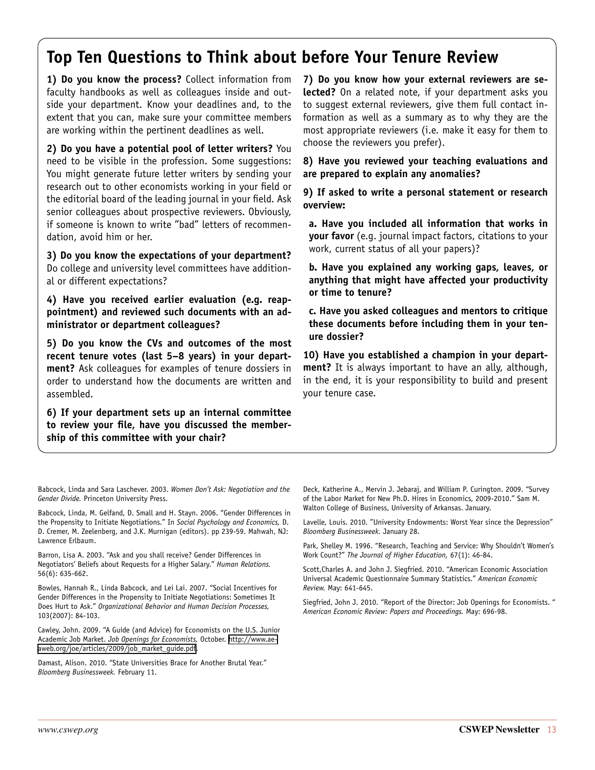## Top Ten Questions to Think about before Your Tenure Review

**1) Do you know the process?** Collect information from faculty handbooks as well as colleagues inside and outside your department. Know your deadlines and, to the extent that you can, make sure your committee members are working within the pertinent deadlines as well.

**2) Do you have a potential pool of letter writers?** You need to be visible in the profession. Some suggestions: You might generate future letter writers by sending your research out to other economists working in your field or the editorial board of the leading journal in your field. Ask senior colleagues about prospective reviewers. Obviously, if someone is known to write "bad" letters of recommendation, avoid him or her.

**3) Do you know the expectations of your department?** Do college and university level committees have additional or different expectations?

**4) Have you received earlier evaluation (e.g. reappointment) and reviewed such documents with an administrator or department colleagues?**

**5) Do you know the CVs and outcomes of the most recent tenure votes (last 5–8 years) in your department?** Ask colleagues for examples of tenure dossiers in order to understand how the documents are written and assembled.

**6) If your department sets up an internal committee to review your file, have you discussed the membership of this committee with your chair?**

**7) Do you know how your external reviewers are selected?** On a related note, if your department asks you to suggest external reviewers, give them full contact information as well as a summary as to why they are the most appropriate reviewers (i.e. make it easy for them to choose the reviewers you prefer).

**8) Have you reviewed your teaching evaluations and are prepared to explain any anomalies?**

**9) If asked to write a personal statement or research overview:**

**a. Have you included all information that works in your favor** (e.g. journal impact factors, citations to your work, current status of all your papers)?

**b. Have you explained any working gaps, leaves, or anything that might have affected your productivity or time to tenure?**

**c. Have you asked colleagues and mentors to critique these documents before including them in your tenure dossier?**

**10) Have you established a champion in your department?** It is always important to have an ally, although, in the end, it is your responsibility to build and present your tenure case.

Babcock, Linda and Sara Laschever. 2003. *Women Don't Ask: Negotiation and the Gender Divide.* Princeton University Press.

Babcock, Linda, M. Gelfand, D. Small and H. Stayn. 2006. "Gender Differences in the Propensity to Initiate Negotiations." In *Social Psychology and Economics,* D. D. Cremer, M. Zeelenberg, and J.K. Murnigan (editors). pp 239-59. Mahwah, NJ: Lawrence Erlbaum.

Barron, Lisa A. 2003. "Ask and you shall receive? Gender Differences in Negotiators' Beliefs about Requests for a Higher Salary." *Human Relations.* 56(6): 635-662.

Bowles, Hannah R., Linda Babcock, and Lei Lai. 2007. "Social Incentives for Gender Differences in the Propensity to Initiate Negotiations: Sometimes It Does Hurt to Ask." *Organizational Behavior and Human Decision Processes,* 103(2007): 84-103.

Cawley, John. 2009. "A Guide (and Advice) for Economists on the U.S. Junior Academic Job Market. *Job Openings for Economists,* October. http://www.aeaweb.org/joe/articles/2009/job_market_guide.pdf.

Damast, Alison. 2010. "State Universities Brace for Another Brutal Year." *Bloomberg Businessweek.* February 11.

Deck, Katherine A., Mervin J. Jebaraj, and William P. Curington. 2009. "Survey of the Labor Market for New Ph.D. Hires in Economics, 2009-2010." Sam M. Walton College of Business, University of Arkansas. January.

Lavelle, Louis. 2010. "University Endowments: Worst Year since the Depression" *Bloomberg Businessweek.* January 28.

Park, Shelley M. 1996. "Research, Teaching and Service: Why Shouldn't Women's Work Count?" *The Journal of Higher Education,* 67(1): 46-84.

Scott,Charles A. and John J. Siegfried. 2010. "American Economic Association Universal Academic Questionnaire Summary Statistics." *American Economic Review.* May: 641-645.

Siegfried, John J. 2010. "Report of the Director: Job Openings for Economists. " *American Economic Review: Papers and Proceedings.* May: 696-98.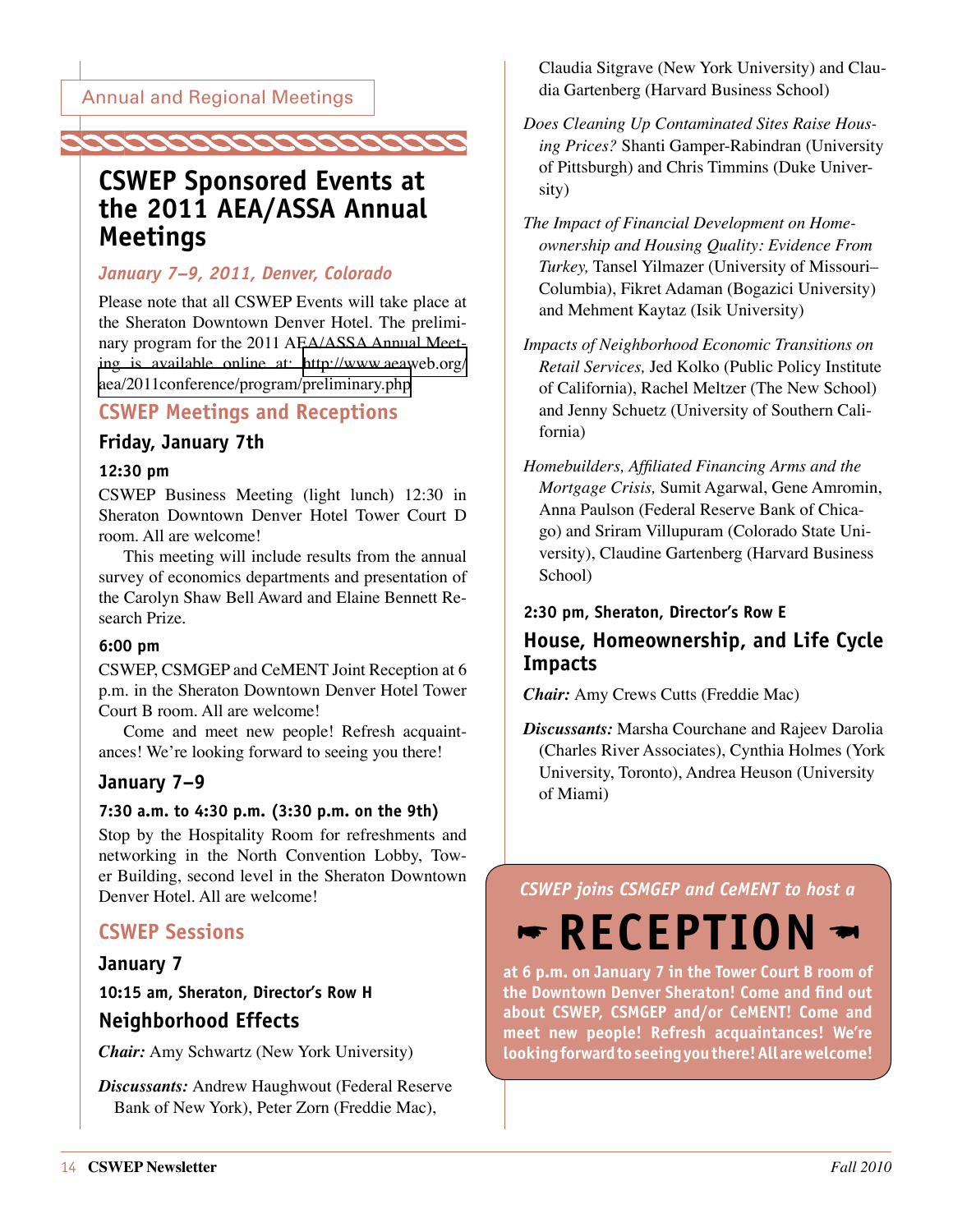Annual and Regional Meetings

# CSWEP Sponsored Events at the 2011 AEA/ASSA Annual Meetings

*January 7–9, 2011, Denver, Colorado*

Please note that all CSWEP Events will take place at the Sheraton Downtown Denver Hotel. The preliminary program for the 2011 AEA/ASSA Annual Meeting is available online at: http://www.aeaweb.org/aea/2011conference/program/preliminary.php

## CSWEP Meetings and Receptions

### Friday, January 7th

#### 12:30 pm

CSWEP Business Meeting (light lunch) 12:30 in Sheraton Downtown Denver Hotel Tower Court D room. All are welcome!

This meeting will include results from the annual survey of economics departments and presentation of the Carolyn Shaw Bell Award and Elaine Bennett Research Prize.

#### 6:00 pm

CSWEP, CSMGEP and CeMENT Joint Reception at 6 p.m. in the Sheraton Downtown Denver Hotel Tower Court B room. All are welcome!

Come and meet new people! Refresh acquaintances! We're looking forward to seeing you there!

### January 7–9

#### 7:30 a.m. to 4:30 p.m. (3:30 p.m. on the 9th)

Stop by the Hospitality Room for refreshments and networking in the North Convention Lobby, Tower Building, second level in the Sheraton Downtown Denver Hotel. All are welcome!

## CSWEP Sessions

### January 7

#### 10:15 am, Sheraton, Director's Row H

### Neighborhood Effects

***Chair:*** Amy Schwartz (New York University)

***Discussants:*** Andrew Haughwout (Federal Reserve Bank of New York), Peter Zorn (Freddie Mac), Claudia Sitgrave (New York University) and Claudia Gartenberg (Harvard Business School)

*Does Cleaning Up Contaminated Sites Raise Housing Prices?* Shanti Gamper-Rabindran (University of Pittsburgh) and Chris Timmins (Duke University)

*The Impact of Financial Development on Homeownership and Housing Quality: Evidence From Turkey,* Tansel Yilmazer (University of Missouri–Columbia), Fikret Adaman (Bogazici University) and Mehment Kaytaz (Isik University)

*Impacts of Neighborhood Economic Transitions on Retail Services,* Jed Kolko (Public Policy Institute of California), Rachel Meltzer (The New School) and Jenny Schuetz (University of Southern California)

*Homebuilders, Affiliated Financing Arms and the Mortgage Crisis,* Sumit Agarwal, Gene Amromin, Anna Paulson (Federal Reserve Bank of Chicago) and Sriram Villupuram (Colorado State University), Claudine Gartenberg (Harvard Business School)

#### 2:30 pm, Sheraton, Director's Row E

### House, Homeownership, and Life Cycle Impacts

***Chair:*** Amy Crews Cutts (Freddie Mac)

***Discussants:*** Marsha Courchane and Rajeev Darolia (Charles River Associates), Cynthia Holmes (York University, Toronto), Andrea Heuson (University of Miami)

*CSWEP joins CSMGEP and CeMENT to host a*

**☛ RECEPTION ☛**

**at 6 p.m. on January 7 in the Tower Court B room of the Downtown Denver Sheraton! Come and find out about CSWEP, CSMGEP and/or CeMENT! Come and meet new people! Refresh acquaintances! We're looking forward to seeing you there! All are welcome!**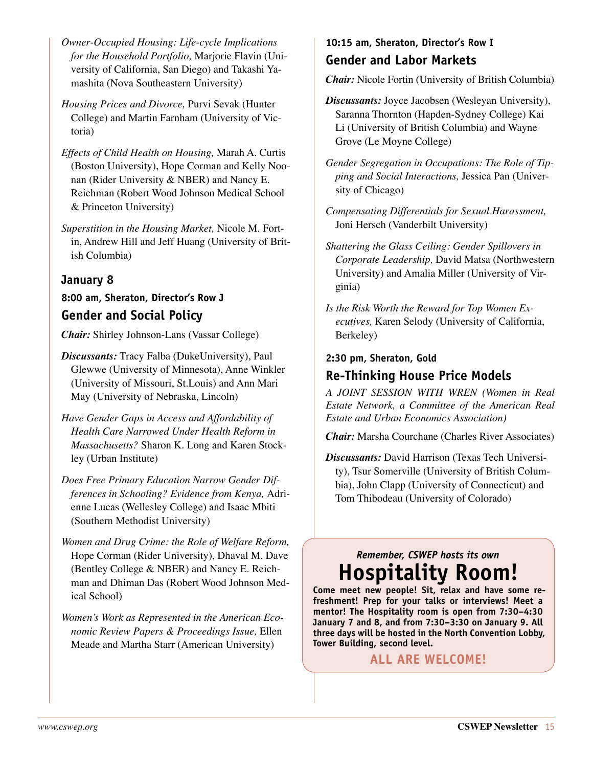*Owner-Occupied Housing: Life-cycle Implications for the Household Portfolio,* Marjorie Flavin (University of California, San Diego) and Takashi Yamashita (Nova Southeastern University)

*Housing Prices and Divorce,* Purvi Sevak (Hunter College) and Martin Farnham (University of Victoria)

*Effects of Child Health on Housing,* Marah A. Curtis (Boston University), Hope Corman and Kelly Noonan (Rider University & NBER) and Nancy E. Reichman (Robert Wood Johnson Medical School & Princeton University)

*Superstition in the Housing Market,* Nicole M. Fortin, Andrew Hill and Jeff Huang (University of British Columbia)

## January 8

### 8:00 am, Sheraton, Director's Row J

## Gender and Social Policy

***Chair:*** Shirley Johnson-Lans (Vassar College)

***Discussants:*** Tracy Falba (DukeUniversity), Paul Glewwe (University of Minnesota), Anne Winkler (University of Missouri, St.Louis) and Ann Mari May (University of Nebraska, Lincoln)

*Have Gender Gaps in Access and Affordability of Health Care Narrowed Under Health Reform in Massachusetts?* Sharon K. Long and Karen Stockley (Urban Institute)

*Does Free Primary Education Narrow Gender Differences in Schooling? Evidence from Kenya,* Adrienne Lucas (Wellesley College) and Isaac Mbiti (Southern Methodist University)

*Women and Drug Crime: the Role of Welfare Reform,* Hope Corman (Rider University), Dhaval M. Dave (Bentley College & NBER) and Nancy E. Reichman and Dhiman Das (Robert Wood Johnson Medical School)

*Women's Work as Represented in the American Economic Review Papers & Proceedings Issue,* Ellen Meade and Martha Starr (American University)

### 10:15 am, Sheraton, Director's Row I

## Gender and Labor Markets

***Chair:*** Nicole Fortin (University of British Columbia)

***Discussants:*** Joyce Jacobsen (Wesleyan University), Saranna Thornton (Hapden-Sydney College) Kai Li (University of British Columbia) and Wayne Grove (Le Moyne College)

*Gender Segregation in Occupations: The Role of Tipping and Social Interactions,* Jessica Pan (University of Chicago)

*Compensating Differentials for Sexual Harassment,* Joni Hersch (Vanderbilt University)

*Shattering the Glass Ceiling: Gender Spillovers in Corporate Leadership,* David Matsa (Northwestern University) and Amalia Miller (University of Virginia)

*Is the Risk Worth the Reward for Top Women Executives,* Karen Selody (University of California, Berkeley)

### 2:30 pm, Sheraton, Gold

## Re-Thinking House Price Models

*A JOINT SESSION WITH WREN (Women in Real Estate Network, a Committee of the American Real Estate and Urban Economics Association)*

***Chair:*** Marsha Courchane (Charles River Associates)

***Discussants:*** David Harrison (Texas Tech University), Tsur Somerville (University of British Columbia), John Clapp (University of Connecticut) and Tom Thibodeau (University of Colorado)

***Remember, CSWEP hosts its own***

# Hospitality Room!

**Come meet new people! Sit, relax and have some refreshment! Prep for your talks or interviews! Meet a mentor! The Hospitality room is open from 7:30–4:30 January 7 and 8, and from 7:30–3:30 on January 9. All three days will be hosted in the North Convention Lobby, Tower Building, second level.**

**ALL ARE WELCOME!**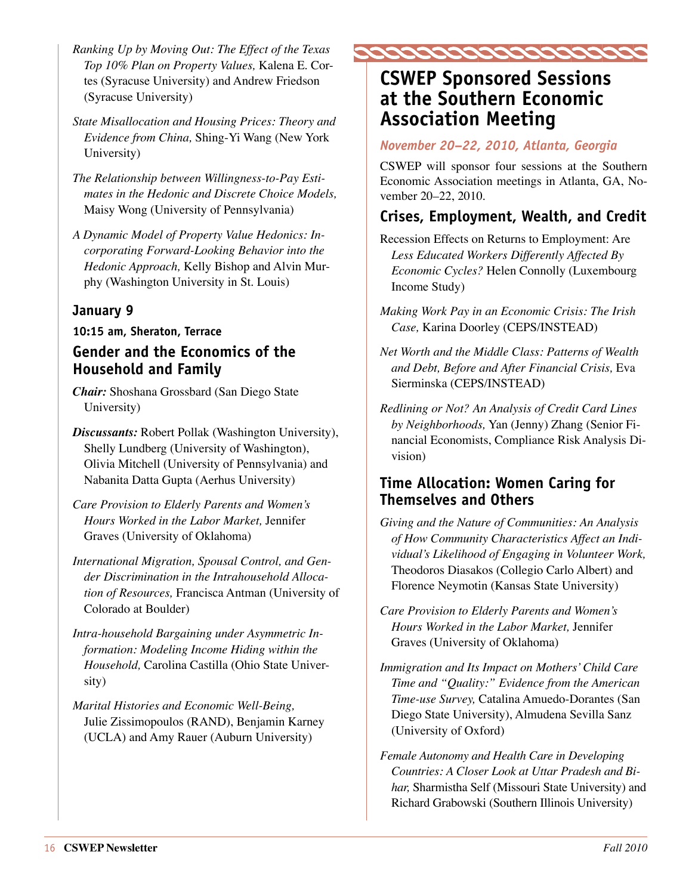*Ranking Up by Moving Out: The Effect of the Texas Top 10% Plan on Property Values,* Kalena E. Cortes (Syracuse University) and Andrew Friedson (Syracuse University)

*State Misallocation and Housing Prices: Theory and Evidence from China,* Shing-Yi Wang (New York University)

*The Relationship between Willingness-to-Pay Estimates in the Hedonic and Discrete Choice Models,* Maisy Wong (University of Pennsylvania)

*A Dynamic Model of Property Value Hedonics: Incorporating Forward-Looking Behavior into the Hedonic Approach,* Kelly Bishop and Alvin Murphy (Washington University in St. Louis)

### January 9

**10:15 am, Sheraton, Terrace**

### Gender and the Economics of the Household and Family

***Chair:*** Shoshana Grossbard (San Diego State University)

***Discussants:*** Robert Pollak (Washington University), Shelly Lundberg (University of Washington), Olivia Mitchell (University of Pennsylvania) and Nabanita Datta Gupta (Aerhus University)

*Care Provision to Elderly Parents and Women's Hours Worked in the Labor Market,* Jennifer Graves (University of Oklahoma)

*International Migration, Spousal Control, and Gender Discrimination in the Intrahousehold Allocation of Resources,* Francisca Antman (University of Colorado at Boulder)

*Intra-household Bargaining under Asymmetric Information: Modeling Income Hiding within the Household,* Carolina Castilla (Ohio State University)

*Marital Histories and Economic Well-Being,* Julie Zissimopoulos (RAND), Benjamin Karney (UCLA) and Amy Rauer (Auburn University)

## CSWEP Sponsored Sessions at the Southern Economic Association Meeting

*November 20–22, 2010, Atlanta, Georgia*

CSWEP will sponsor four sessions at the Southern Economic Association meetings in Atlanta, GA, November 20–22, 2010.

### Crises, Employment, Wealth, and Credit

Recession Effects on Returns to Employment: Are *Less Educated Workers Differently Affected By Economic Cycles?* Helen Connolly (Luxembourg Income Study)

*Making Work Pay in an Economic Crisis: The Irish Case,* Karina Doorley (CEPS/INSTEAD)

*Net Worth and the Middle Class: Patterns of Wealth and Debt, Before and After Financial Crisis,* Eva Sierminska (CEPS/INSTEAD)

*Redlining or Not? An Analysis of Credit Card Lines by Neighborhoods,* Yan (Jenny) Zhang (Senior Financial Economists, Compliance Risk Analysis Division)

### Time Allocation: Women Caring for Themselves and Others

*Giving and the Nature of Communities: An Analysis of How Community Characteristics Affect an Individual's Likelihood of Engaging in Volunteer Work,* Theodoros Diasakos (Collegio Carlo Albert) and Florence Neymotin (Kansas State University)

*Care Provision to Elderly Parents and Women's Hours Worked in the Labor Market,* Jennifer Graves (University of Oklahoma)

*Immigration and Its Impact on Mothers' Child Care Time and "Quality:" Evidence from the American Time-use Survey,* Catalina Amuedo-Dorantes (San Diego State University), Almudena Sevilla Sanz (University of Oxford)

*Female Autonomy and Health Care in Developing Countries: A Closer Look at Uttar Pradesh and Bihar,* Sharmistha Self (Missouri State University) and Richard Grabowski (Southern Illinois University)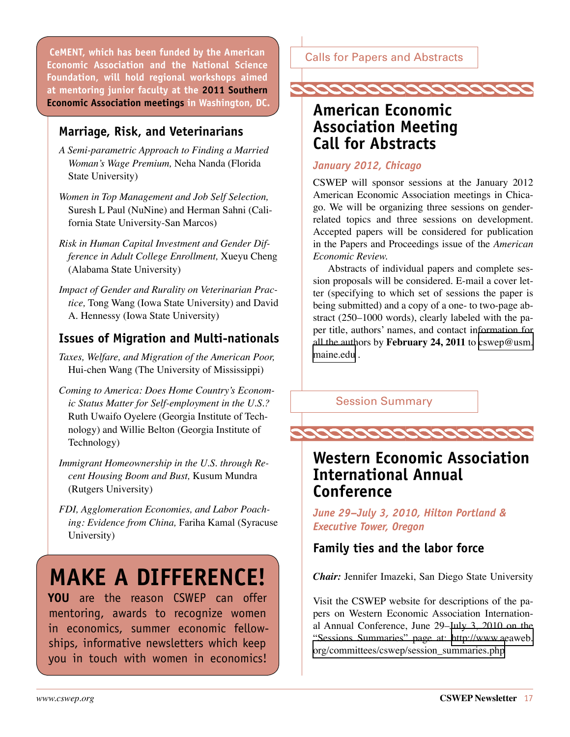CeMENT, which has been funded by the American Economic Association and the National Science Foundation, will hold regional workshops aimed at mentoring junior faculty at the **2011 Southern Economic Association meetings** in Washington, DC.

### Marriage, Risk, and Veterinarians

*A Semi-parametric Approach to Finding a Married Woman's Wage Premium,* Neha Nanda (Florida State University)

*Women in Top Management and Job Self Selection,* Suresh L Paul (NuNine) and Herman Sahni (California State University-San Marcos)

*Risk in Human Capital Investment and Gender Difference in Adult College Enrollment,* Xueyu Cheng (Alabama State University)

*Impact of Gender and Rurality on Veterinarian Practice,* Tong Wang (Iowa State University) and David A. Hennessy (Iowa State University)

### Issues of Migration and Multi-nationals

*Taxes, Welfare, and Migration of the American Poor,* Hui-chen Wang (The University of Mississippi)

*Coming to America: Does Home Country's Economic Status Matter for Self-employment in the U.S.?* Ruth Uwaifo Oyelere (Georgia Institute of Technology) and Willie Belton (Georgia Institute of Technology)

*Immigrant Homeownership in the U.S. through Recent Housing Boom and Bust,* Kusum Mundra (Rutgers University)

*FDI, Agglomeration Economies, and Labor Poaching: Evidence from China,* Fariha Kamal (Syracuse University)

# MAKE A DIFFERENCE!

**YOU** are the reason CSWEP can offer mentoring, awards to recognize women in economics, summer economic fellowships, informative newsletters which keep you in touch with women in economics!

Calls for Papers and Abstracts

## American Economic Association Meeting Call for Abstracts

***January 2012, Chicago***

CSWEP will sponsor sessions at the January 2012 American Economic Association meetings in Chicago. We will be organizing three sessions on gender-related topics and three sessions on development. Accepted papers will be considered for publication in the Papers and Proceedings issue of the *American Economic Review.*

Abstracts of individual papers and complete session proposals will be considered. E-mail a cover letter (specifying to which set of sessions the paper is being submitted) and a copy of a one- to two-page abstract (250–1000 words), clearly labeled with the paper title, authors' names, and contact information for all the authors by **February 24, 2011** to cswep@usm.maine.edu .

Session Summary

## Western Economic Association International Annual Conference

***June 29–July 3, 2010, Hilton Portland & Executive Tower, Oregon***

### Family ties and the labor force

***Chair:*** Jennifer Imazeki, San Diego State University

Visit the CSWEP website for descriptions of the papers on Western Economic Association International Annual Conference, June 29–July 3, 2010 on the "Sessions Summaries" page at: http://www.aeaweb.org/committees/cswep/session_summaries.php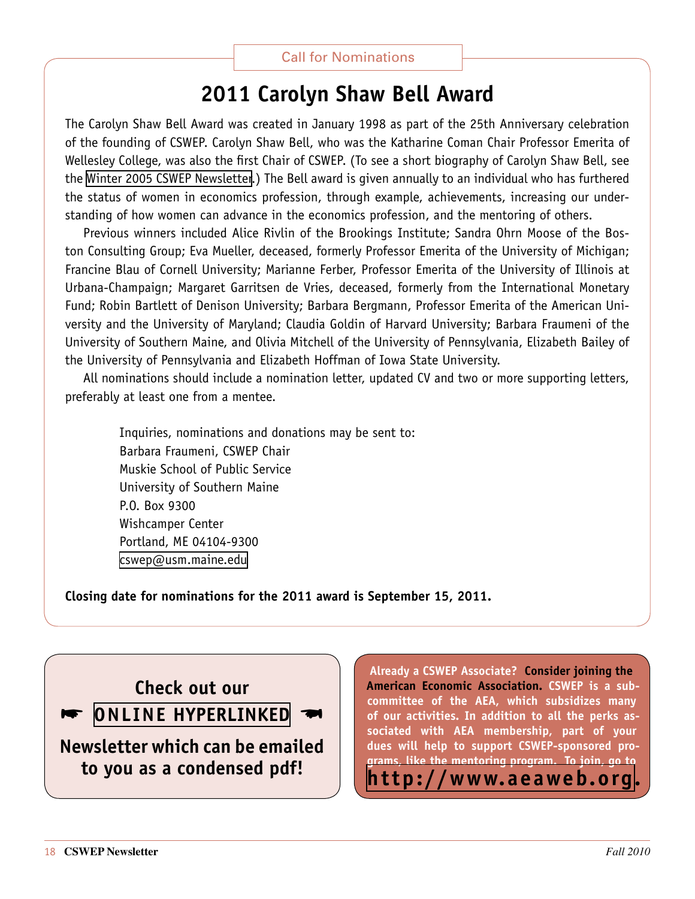Call for Nominations

## 2011 Carolyn Shaw Bell Award

The Carolyn Shaw Bell Award was created in January 1998 as part of the 25th Anniversary celebration of the founding of CSWEP. Carolyn Shaw Bell, who was the Katharine Coman Chair Professor Emerita of Wellesley College, was also the first Chair of CSWEP. (To see a short biography of Carolyn Shaw Bell, see the Winter 2005 CSWEP Newsletter.) The Bell award is given annually to an individual who has furthered the status of women in economics profession, through example, achievements, increasing our understanding of how women can advance in the economics profession, and the mentoring of others.

Previous winners included Alice Rivlin of the Brookings Institute; Sandra Ohrn Moose of the Boston Consulting Group; Eva Mueller, deceased, formerly Professor Emerita of the University of Michigan; Francine Blau of Cornell University; Marianne Ferber, Professor Emerita of the University of Illinois at Urbana-Champaign; Margaret Garritsen de Vries, deceased, formerly from the International Monetary Fund; Robin Bartlett of Denison University; Barbara Bergmann, Professor Emerita of the American University and the University of Maryland; Claudia Goldin of Harvard University; Barbara Fraumeni of the University of Southern Maine, and Olivia Mitchell of the University of Pennsylvania, Elizabeth Bailey of the University of Pennsylvania and Elizabeth Hoffman of Iowa State University.

All nominations should include a nomination letter, updated CV and two or more supporting letters, preferably at least one from a mentee.

Inquiries, nominations and donations may be sent to:
Barbara Fraumeni, CSWEP Chair
Muskie School of Public Service
University of Southern Maine
P.O. Box 9300
Wishcamper Center
Portland, ME 04104-9300
cswep@usm.maine.edu

**Closing date for nominations for the 2011 award is September 15, 2011.**

**Check out our ☛ ONLINE HYPERLINKED ☚ Newsletter which can be emailed to you as a condensed pdf!**

**Already a CSWEP Associate? Consider joining the American Economic Association. CSWEP is a subcommittee of the AEA, which subsidizes many of our activities. In addition to all the perks associated with AEA membership, part of your dues will help to support CSWEP-sponsored programs, like the mentoring program. To join, go to http://www.aeaweb.org.**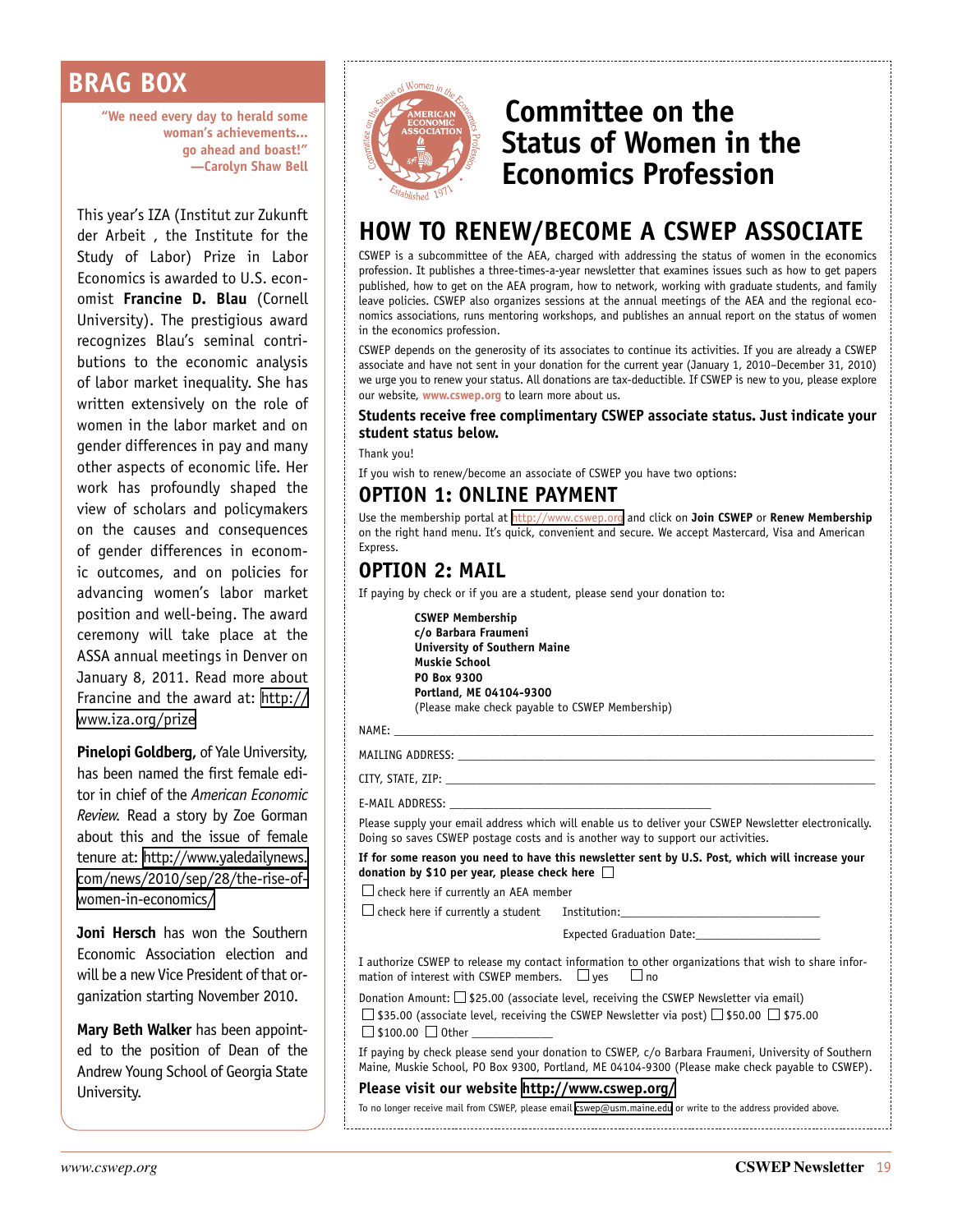## BRAG BOX

**"We need every day to herald some woman's achievements... go ahead and boast!" —Carolyn Shaw Bell**

This year's IZA (Institut zur Zukunft der Arbeit , the Institute for the Study of Labor) Prize in Labor Economics is awarded to U.S. economist **Francine D. Blau** (Cornell University). The prestigious award recognizes Blau's seminal contributions to the economic analysis of labor market inequality. She has written extensively on the role of women in the labor market and on gender differences in pay and many other aspects of economic life. Her work has profoundly shaped the view of scholars and policymakers on the causes and consequences of gender differences in economic outcomes, and on policies for advancing women's labor market position and well-being. The award ceremony will take place at the ASSA annual meetings in Denver on January 8, 2011. Read more about Francine and the award at: http://www.iza.org/prize

**Pinelopi Goldberg,** of Yale University, has been named the first female editor in chief of the *American Economic Review.* Read a story by Zoe Gorman about this and the issue of female tenure at: http://www.yaledailynews.com/news/2010/sep/28/the-rise-of-women-in-economics/

**Joni Hersch** has won the Southern Economic Association election and will be a new Vice President of that organization starting November 2010.

**Mary Beth Walker** has been appointed to the position of Dean of the Andrew Young School of Georgia State University.

# Committee on the Status of Women in the Economics Profession

## HOW TO RENEW/BECOME A CSWEP ASSOCIATE

CSWEP is a subcommittee of the AEA, charged with addressing the status of women in the economics profession. It publishes a three-times-a-year newsletter that examines issues such as how to get papers published, how to get on the AEA program, how to network, working with graduate students, and family leave policies. CSWEP also organizes sessions at the annual meetings of the AEA and the regional economics associations, runs mentoring workshops, and publishes an annual report on the status of women in the economics profession.

CSWEP depends on the generosity of its associates to continue its activities. If you are already a CSWEP associate and have not sent in your donation for the current year (January 1, 2010–December 31, 2010) we urge you to renew your status. All donations are tax-deductible. If CSWEP is new to you, please explore our website, www.cswep.org to learn more about us.

**Students receive free complimentary CSWEP associate status. Just indicate your student status below.**

Thank you!

If you wish to renew/become an associate of CSWEP you have two options:

## OPTION 1: ONLINE PAYMENT

Use the membership portal at http://www.cswep.org and click on **Join CSWEP** or **Renew Membership** on the right hand menu. It's quick, convenient and secure. We accept Mastercard, Visa and American Express.

## OPTION 2: MAIL

If paying by check or if you are a student, please send your donation to:

**CSWEP Membership**
**c/o Barbara Fraumeni**
**University of Southern Maine**
**Muskie School**
**PO Box 9300**
**Portland, ME 04104-9300**
(Please make check payable to CSWEP Membership)

NAME: ______________________________

MAILING ADDRESS: ______________________________

CITY, STATE, ZIP: ______________________________

E-MAIL ADDRESS: ______________________________

Please supply your email address which will enable us to deliver your CSWEP Newsletter electronically. Doing so saves CSWEP postage costs and is another way to support our activities.

**If for some reason you need to have this newsletter sent by U.S. Post, which will increase your donation by $10 per year, please check here** ☐

☐ check here if currently an AEA member

☐ check here if currently a student Institution: ______________________

Expected Graduation Date: ______________

I authorize CSWEP to release my contact information to other organizations that wish to share information of interest with CSWEP members. ☐ yes ☐ no

Donation Amount: ☐ $25.00 (associate level, receiving the CSWEP Newsletter via email) ☐ $35.00 (associate level, receiving the CSWEP Newsletter via post) ☐ $50.00 ☐ $75.00 ☐ $100.00 ☐ Other ____________

If paying by check please send your donation to CSWEP, c/o Barbara Fraumeni, University of Southern Maine, Muskie School, PO Box 9300, Portland, ME 04104-9300 (Please make check payable to CSWEP).

**Please visit our website http://www.cswep.org/**

To no longer receive mail from CSWEP, please email cswep@usm.maine.edu or write to the address provided above.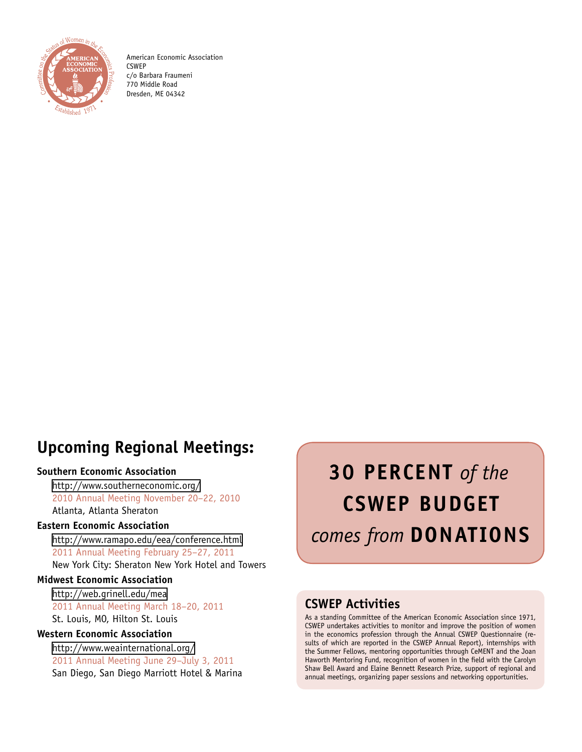American Economic Association
CSWEP
c/o Barbara Fraumeni
770 Middle Road
Dresden, ME 04342

## Upcoming Regional Meetings:

**Southern Economic Association**

http://www.southerneconomic.org/
2010 Annual Meeting November 20–22, 2010
Atlanta, Atlanta Sheraton

**Eastern Economic Association**

http://www.ramapo.edu/eea/conference.html
2011 Annual Meeting February 25–27, 2011
New York City: Sheraton New York Hotel and Towers

**Midwest Economic Association**

http://web.grinell.edu/mea
2011 Annual Meeting March 18–20, 2011
St. Louis, MO, Hilton St. Louis

**Western Economic Association**

http://www.weainternational.org/
2011 Annual Meeting June 29–July 3, 2011
San Diego, San Diego Marriott Hotel & Marina

**30 PERCENT** *of the* **CSWEP BUDGET** *comes from* **DONATIONS**

## CSWEP Activities

As a standing Committee of the American Economic Association since 1971, CSWEP undertakes activities to monitor and improve the position of women in the economics profession through the Annual CSWEP Questionnaire (results of which are reported in the CSWEP Annual Report), internships with the Summer Fellows, mentoring opportunities through CeMENT and the Joan Haworth Mentoring Fund, recognition of women in the field with the Carolyn Shaw Bell Award and Elaine Bennett Research Prize, support of regional and annual meetings, organizing paper sessions and networking opportunities.